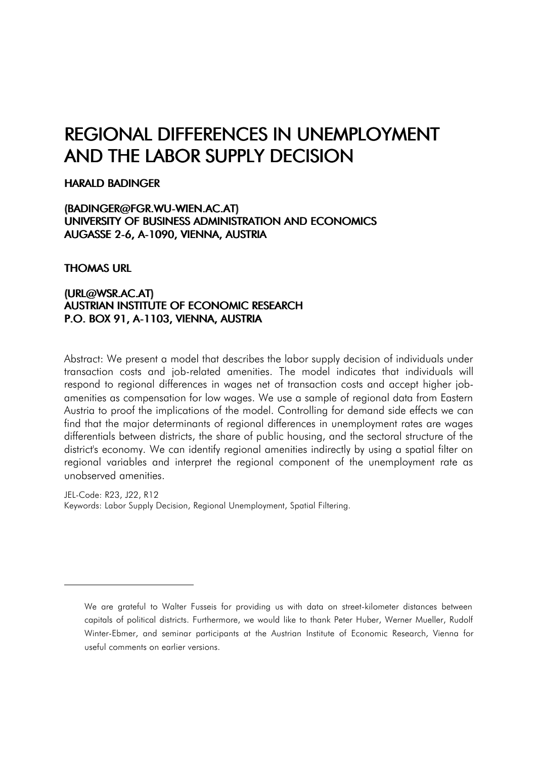# REGIONAL DIFFERENCES IN UNEMPLOYMENT AND THE LABOR SUPPLY DECISION

**HARALD BADINGER**

**(BADINGER@FGR.WU-WIEN.AC.AT)**
**UNIVERSITY OF BUSINESS ADMINISTRATION AND ECONOMICS**
**AUGASSE 2-6, A-1090, VIENNA, AUSTRIA**

**THOMAS URL**

**(URL@WSR.AC.AT)**
**AUSTRIAN INSTITUTE OF ECONOMIC RESEARCH**
**P.O. BOX 91, A-1103, VIENNA, AUSTRIA**

Abstract: We present a model that describes the labor supply decision of individuals under transaction costs and job-related amenities. The model indicates that individuals will respond to regional differences in wages net of transaction costs and accept higher job-amenities as compensation for low wages. We use a sample of regional data from Eastern Austria to proof the implications of the model. Controlling for demand side effects we can find that the major determinants of regional differences in unemployment rates are wages differentials between districts, the share of public housing, and the sectoral structure of the district's economy. We can identify regional amenities indirectly by using a spatial filter on regional variables and interpret the regional component of the unemployment rate as unobserved amenities.

JEL-Code: R23, J22, R12
Keywords: Labor Supply Decision, Regional Unemployment, Spatial Filtering.

---

We are grateful to Walter Fusseis for providing us with data on street-kilometer distances between capitals of political districts. Furthermore, we would like to thank Peter Huber, Werner Mueller, Rudolf Winter-Ebmer, and seminar participants at the Austrian Institute of Economic Research, Vienna for useful comments on earlier versions.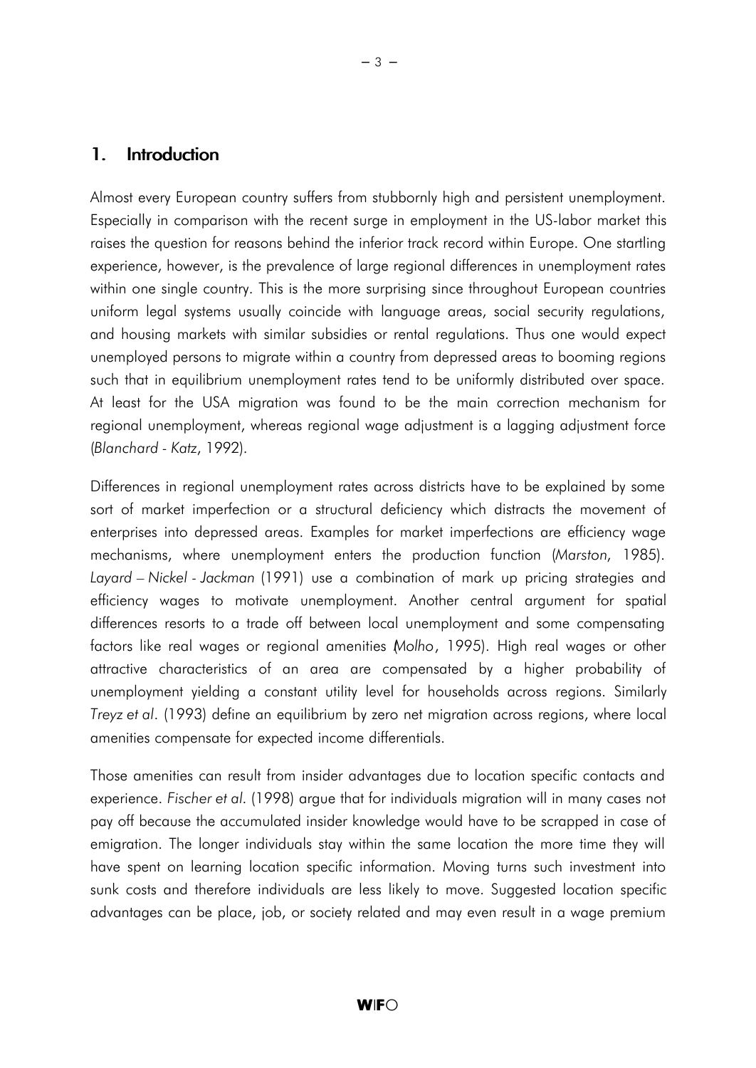## 1. Introduction

Almost every European country suffers from stubbornly high and persistent unemployment. Especially in comparison with the recent surge in employment in the US-labor market this raises the question for reasons behind the inferior track record within Europe. One startling experience, however, is the prevalence of large regional differences in unemployment rates within one single country. This is the more surprising since throughout European countries uniform legal systems usually coincide with language areas, social security regulations, and housing markets with similar subsidies or rental regulations. Thus one would expect unemployed persons to migrate within a country from depressed areas to booming regions such that in equilibrium unemployment rates tend to be uniformly distributed over space. At least for the USA migration was found to be the main correction mechanism for regional unemployment, whereas regional wage adjustment is a lagging adjustment force (*Blanchard - Katz*, 1992).

Differences in regional unemployment rates across districts have to be explained by some sort of market imperfection or a structural deficiency which distracts the movement of enterprises into depressed areas. Examples for market imperfections are efficiency wage mechanisms, where unemployment enters the production function (*Marston*, 1985). *Layard – Nickel - Jackman* (1991) use a combination of mark up pricing strategies and efficiency wages to motivate unemployment. Another central argument for spatial differences resorts to a trade off between local unemployment and some compensating factors like real wages or regional amenities (*Molho*, 1995). High real wages or other attractive characteristics of an area are compensated by a higher probability of unemployment yielding a constant utility level for households across regions. Similarly *Treyz et al*. (1993) define an equilibrium by zero net migration across regions, where local amenities compensate for expected income differentials.

Those amenities can result from insider advantages due to location specific contacts and experience. *Fischer et al*. (1998) argue that for individuals migration will in many cases not pay off because the accumulated insider knowledge would have to be scrapped in case of emigration. The longer individuals stay within the same location the more time they will have spent on learning location specific information. Moving turns such investment into sunk costs and therefore individuals are less likely to move. Suggested location specific advantages can be place, job, or society related and may even result in a wage premium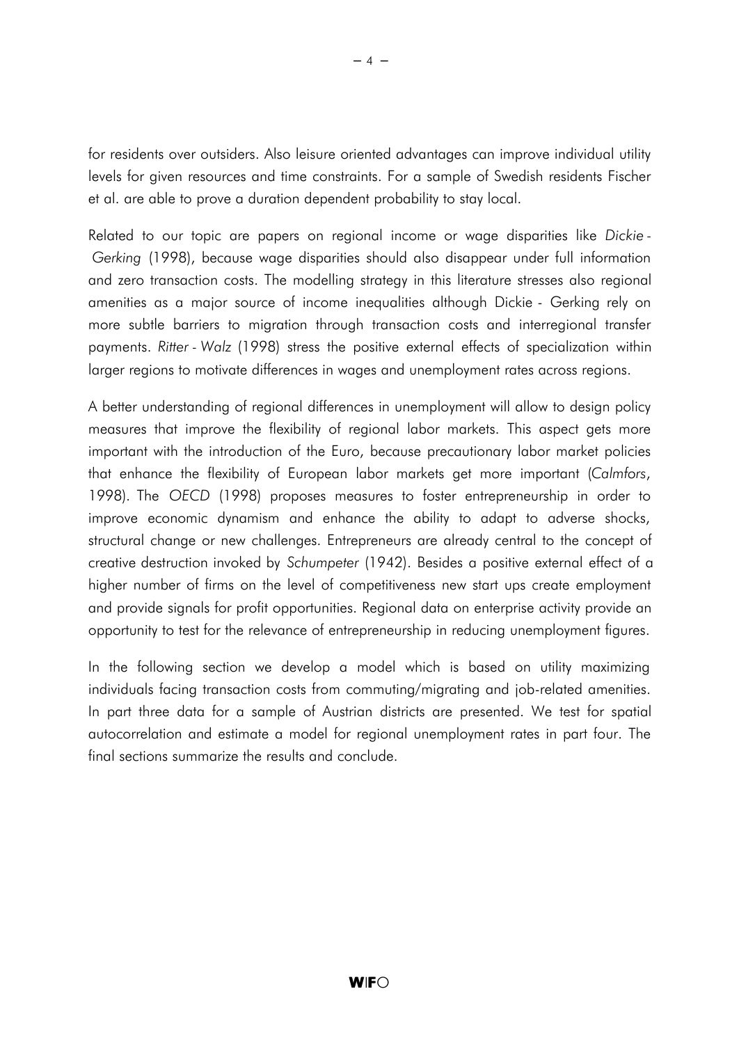for residents over outsiders. Also leisure oriented advantages can improve individual utility levels for given resources and time constraints. For a sample of Swedish residents Fischer et al. are able to prove a duration dependent probability to stay local.

Related to our topic are papers on regional income or wage disparities like *Dickie - Gerking* (1998), because wage disparities should also disappear under full information and zero transaction costs. The modelling strategy in this literature stresses also regional amenities as a major source of income inequalities although Dickie - Gerking rely on more subtle barriers to migration through transaction costs and interregional transfer payments. *Ritter - Walz* (1998) stress the positive external effects of specialization within larger regions to motivate differences in wages and unemployment rates across regions.

A better understanding of regional differences in unemployment will allow to design policy measures that improve the flexibility of regional labor markets. This aspect gets more important with the introduction of the Euro, because precautionary labor market policies that enhance the flexibility of European labor markets get more important (*Calmfors*, 1998). The *OECD* (1998) proposes measures to foster entrepreneurship in order to improve economic dynamism and enhance the ability to adapt to adverse shocks, structural change or new challenges. Entrepreneurs are already central to the concept of creative destruction invoked by *Schumpeter* (1942). Besides a positive external effect of a higher number of firms on the level of competitiveness new start ups create employment and provide signals for profit opportunities. Regional data on enterprise activity provide an opportunity to test for the relevance of entrepreneurship in reducing unemployment figures.

In the following section we develop a model which is based on utility maximizing individuals facing transaction costs from commuting/migrating and job-related amenities. In part three data for a sample of Austrian districts are presented. We test for spatial autocorrelation and estimate a model for regional unemployment rates in part four. The final sections summarize the results and conclude.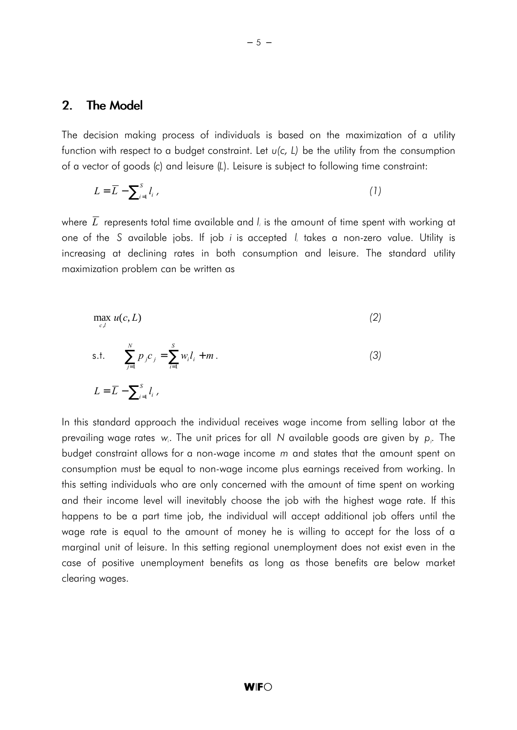## 2. The Model

The decision making process of individuals is based on the maximization of a utility function with respect to a budget constraint. Let $u(c, L)$ be the utility from the consumption of a vector of goods ($c$) and leisure ($L$). Leisure is subject to following time constraint:

$$L = \overline{L} - \sum_{i=1}^{S} l_i \, , \tag{1}$$

where $\overline{L}$ represents total time available and $l_i$ is the amount of time spent with working at one of the $S$ available jobs. If job $i$ is accepted $l_i$ takes a non-zero value. Utility is increasing at declining rates in both consumption and leisure. The standard utility maximization problem can be written as

$$\max_{c,l} u(c, L) \tag{2}$$

$$\text{s.t.} \quad \sum_{j=1}^{N} p_j c_j = \sum_{i=1}^{S} w_i l_i + m \, . \tag{3}$$

$$L = \overline{L} - \sum_{i=1}^{S} l_i \, ,$$

In this standard approach the individual receives wage income from selling labor at the prevailing wage rates $w_i$. The unit prices for all $N$ available goods are given by $p_j$. The budget constraint allows for a non-wage income $m$ and states that the amount spent on consumption must be equal to non-wage income plus earnings received from working. In this setting individuals who are only concerned with the amount of time spent on working and their income level will inevitably choose the job with the highest wage rate. If this happens to be a part time job, the individual will accept additional job offers until the wage rate is equal to the amount of money he is willing to accept for the loss of a marginal unit of leisure. In this setting regional unemployment does not exist even in the case of positive unemployment benefits as long as those benefits are below market clearing wages.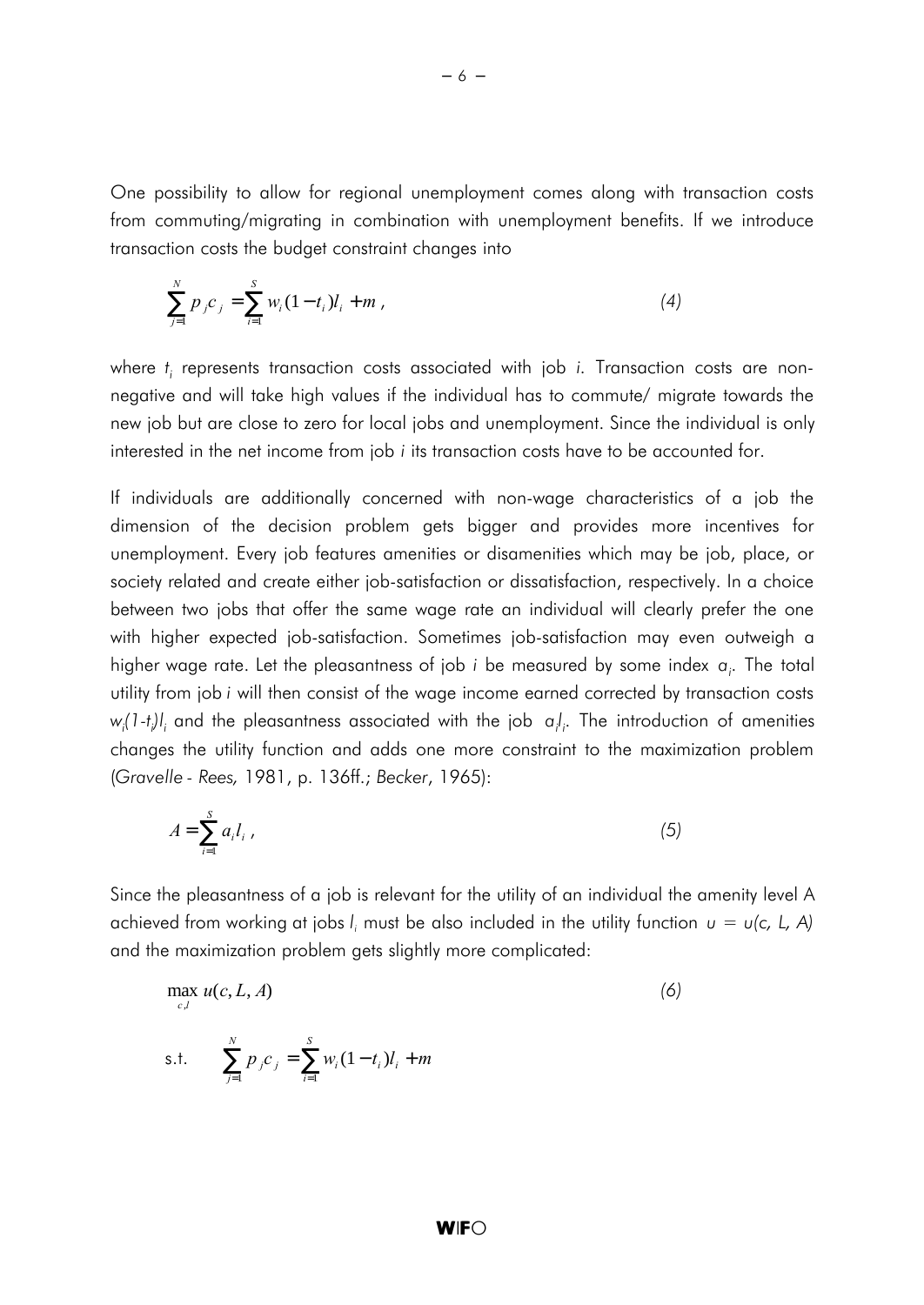One possibility to allow for regional unemployment comes along with transaction costs from commuting/migrating in combination with unemployment benefits. If we introduce transaction costs the budget constraint changes into

$$\sum_{j=1}^{N} p_j c_j = \sum_{i=1}^{S} w_i (1 - t_i) l_i + m \,, \tag{4}$$

where $t_i$ represents transaction costs associated with job *i*. Transaction costs are non-negative and will take high values if the individual has to commute/ migrate towards the new job but are close to zero for local jobs and unemployment. Since the individual is only interested in the net income from job *i* its transaction costs have to be accounted for.

If individuals are additionally concerned with non-wage characteristics of a job the dimension of the decision problem gets bigger and provides more incentives for unemployment. Every job features amenities or disamenities which may be job, place, or society related and create either job-satisfaction or dissatisfaction, respectively. In a choice between two jobs that offer the same wage rate an individual will clearly prefer the one with higher expected job-satisfaction. Sometimes job-satisfaction may even outweigh a higher wage rate. Let the pleasantness of job *i* be measured by some index $a_i$. The total utility from job *i* will then consist of the wage income earned corrected by transaction costs $w_i(1\text{-}t_i)l_i$ and the pleasantness associated with the job $a_i l_i$. The introduction of amenities changes the utility function and adds one more constraint to the maximization problem (*Gravelle - Rees,* 1981, p. 136ff.; *Becker*, 1965):

$$A = \sum_{i=1}^{S} a_i l_i \,, \tag{5}$$

Since the pleasantness of a job is relevant for the utility of an individual the amenity level A achieved from working at jobs $l_i$ must be also included in the utility function $u = u(c, L, A)$ and the maximization problem gets slightly more complicated:

$$\max_{c,l} u(c, L, A) \tag{6}$$

$$\text{s.t.} \quad \sum_{j=1}^{N} p_j c_j = \sum_{i=1}^{S} w_i (1 - t_i) l_i + m$$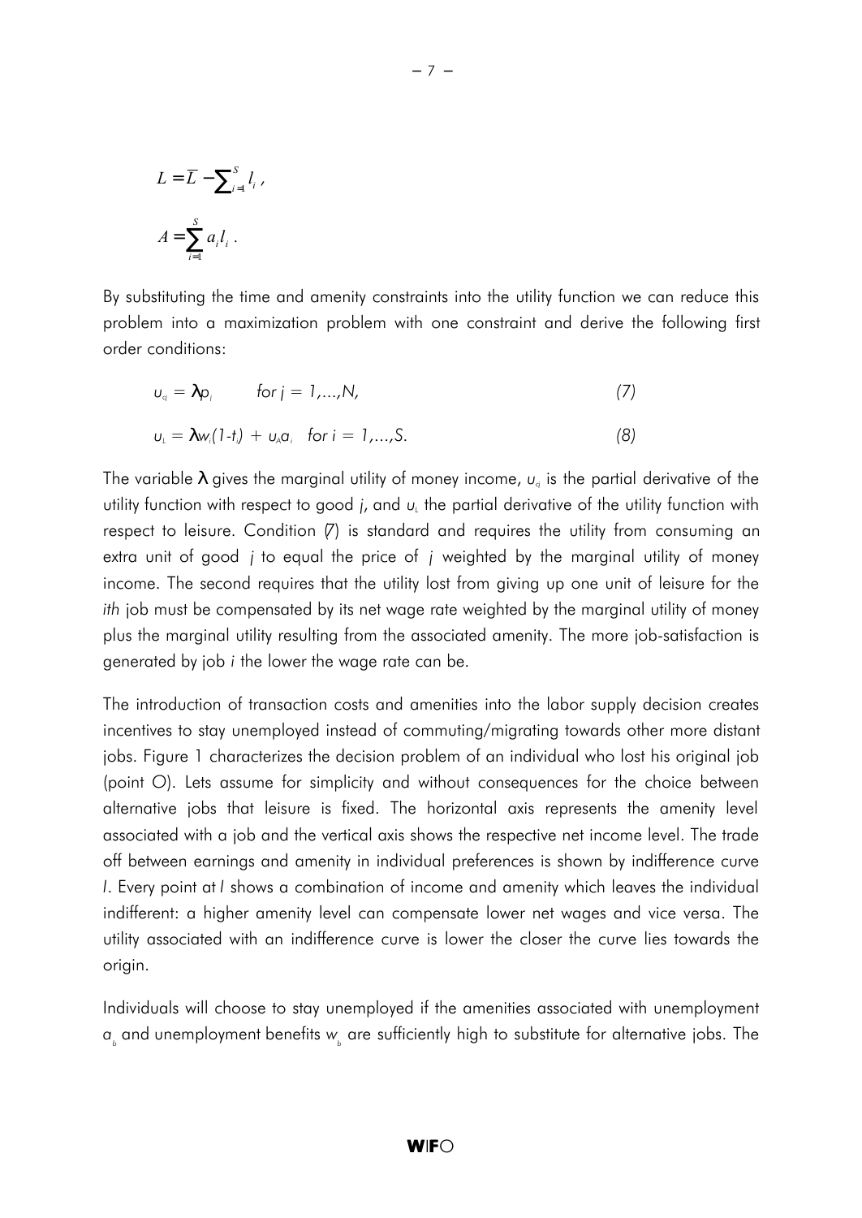$$L = \overline{L} - \sum_{i=1}^{S} l_i \, ,$$

$$A = \sum_{i=1}^{S} a_i l_i \, .$$

By substituting the time and amenity constraints into the utility function we can reduce this problem into a maximization problem with one constraint and derive the following first order conditions:

$$u_{q_j} = \lambda p_j \qquad \text{for } j = 1,...,N, \tag{7}$$

$$u_L = \lambda w_i(1-t_i) + u_A a_i \quad \text{for } i = 1,...,S. \tag{8}$$

The variable $\lambda$ gives the marginal utility of money income, $u_{q_j}$ is the partial derivative of the utility function with respect to good *j*, and $u_L$ the partial derivative of the utility function with respect to leisure. Condition (7) is standard and requires the utility from consuming an extra unit of good *j* to equal the price of *j* weighted by the marginal utility of money income. The second requires that the utility lost from giving up one unit of leisure for the *ith* job must be compensated by its net wage rate weighted by the marginal utility of money plus the marginal utility resulting from the associated amenity. The more job-satisfaction is generated by job *i* the lower the wage rate can be.

The introduction of transaction costs and amenities into the labor supply decision creates incentives to stay unemployed instead of commuting/migrating towards other more distant jobs. Figure 1 characterizes the decision problem of an individual who lost his original job (point O). Lets assume for simplicity and without consequences for the choice between alternative jobs that leisure is fixed. The horizontal axis represents the amenity level associated with a job and the vertical axis shows the respective net income level. The trade off between earnings and amenity in individual preferences is shown by indifference curve *I*. Every point at *I* shows a combination of income and amenity which leaves the individual indifferent: a higher amenity level can compensate lower net wages and vice versa. The utility associated with an indifference curve is lower the closer the curve lies towards the origin.

Individuals will choose to stay unemployed if the amenities associated with unemployment $a_b$ and unemployment benefits $w_b$ are sufficiently high to substitute for alternative jobs. The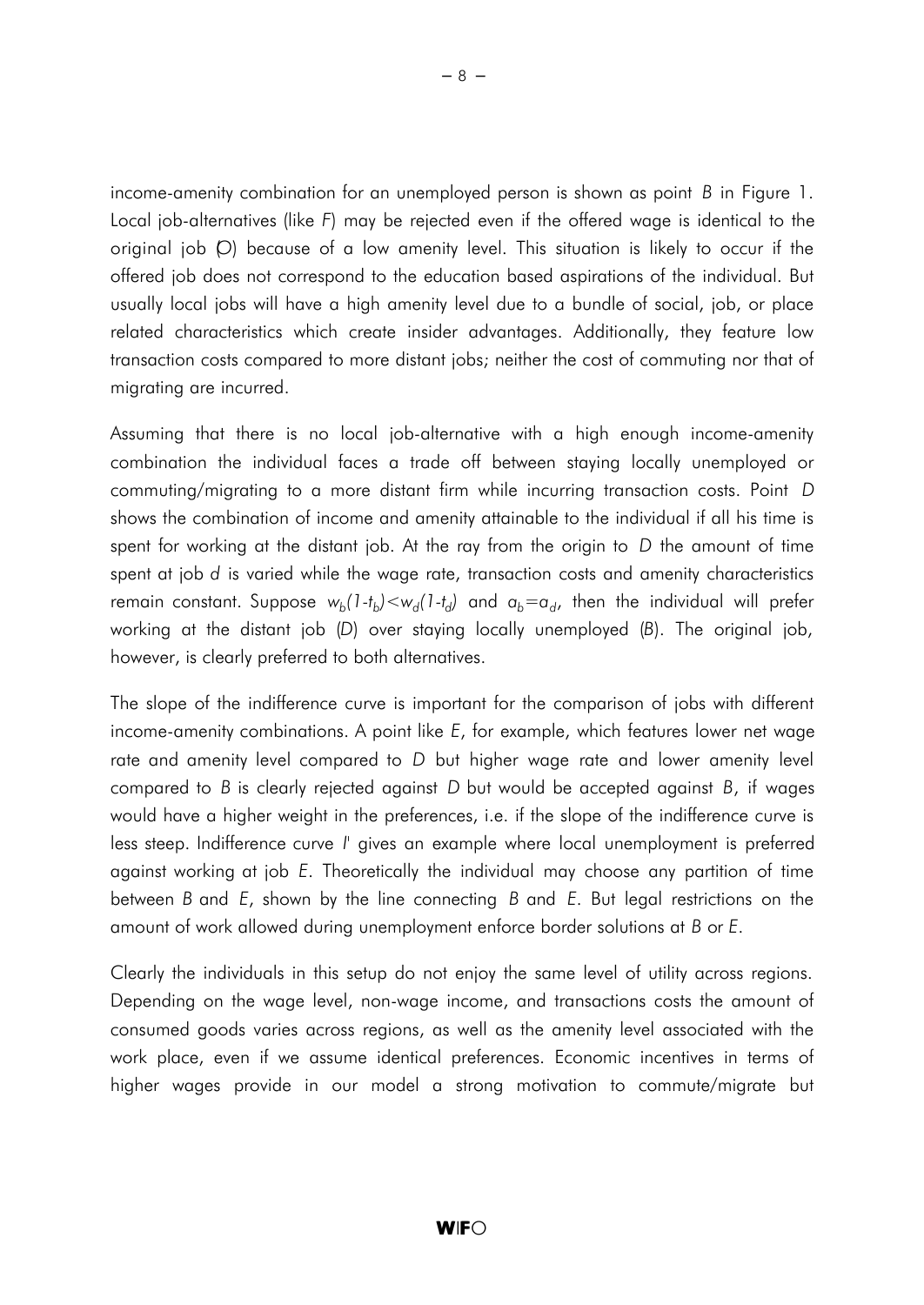income-amenity combination for an unemployed person is shown as point *B* in Figure 1. Local job-alternatives (like *F*) may be rejected even if the offered wage is identical to the original job (*O*) because of a low amenity level. This situation is likely to occur if the offered job does not correspond to the education based aspirations of the individual. But usually local jobs will have a high amenity level due to a bundle of social, job, or place related characteristics which create insider advantages. Additionally, they feature low transaction costs compared to more distant jobs; neither the cost of commuting nor that of migrating are incurred.

Assuming that there is no local job-alternative with a high enough income-amenity combination the individual faces a trade off between staying locally unemployed or commuting/migrating to a more distant firm while incurring transaction costs. Point *D* shows the combination of income and amenity attainable to the individual if all his time is spent for working at the distant job. At the ray from the origin to *D* the amount of time spent at job *d* is varied while the wage rate, transaction costs and amenity characteristics remain constant. Suppose $w_b(1-t_b)<w_d(1-t_d)$ and $a_b=a_d$, then the individual will prefer working at the distant job (*D*) over staying locally unemployed (*B*). The original job, however, is clearly preferred to both alternatives.

The slope of the indifference curve is important for the comparison of jobs with different income-amenity combinations. A point like *E*, for example, which features lower net wage rate and amenity level compared to *D* but higher wage rate and lower amenity level compared to *B* is clearly rejected against *D* but would be accepted against *B*, if wages would have a higher weight in the preferences, i.e. if the slope of the indifference curve is less steep. Indifference curve *I'* gives an example where local unemployment is preferred against working at job *E*. Theoretically the individual may choose any partition of time between *B* and *E*, shown by the line connecting *B* and *E*. But legal restrictions on the amount of work allowed during unemployment enforce border solutions at *B* or *E*.

Clearly the individuals in this setup do not enjoy the same level of utility across regions. Depending on the wage level, non-wage income, and transactions costs the amount of consumed goods varies across regions, as well as the amenity level associated with the work place, even if we assume identical preferences. Economic incentives in terms of higher wages provide in our model a strong motivation to commute/migrate but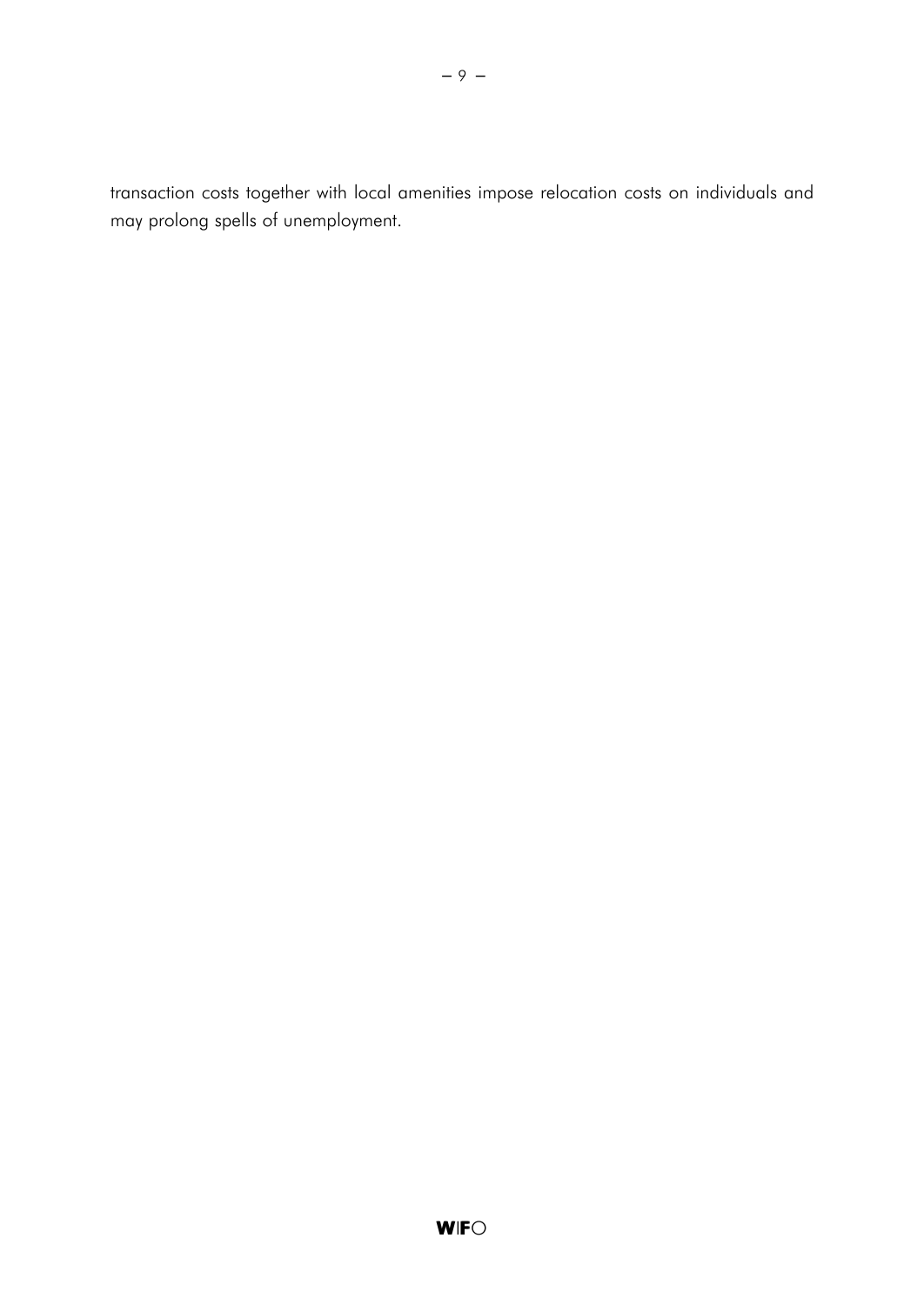transaction costs together with local amenities impose relocation costs on individuals and may prolong spells of unemployment.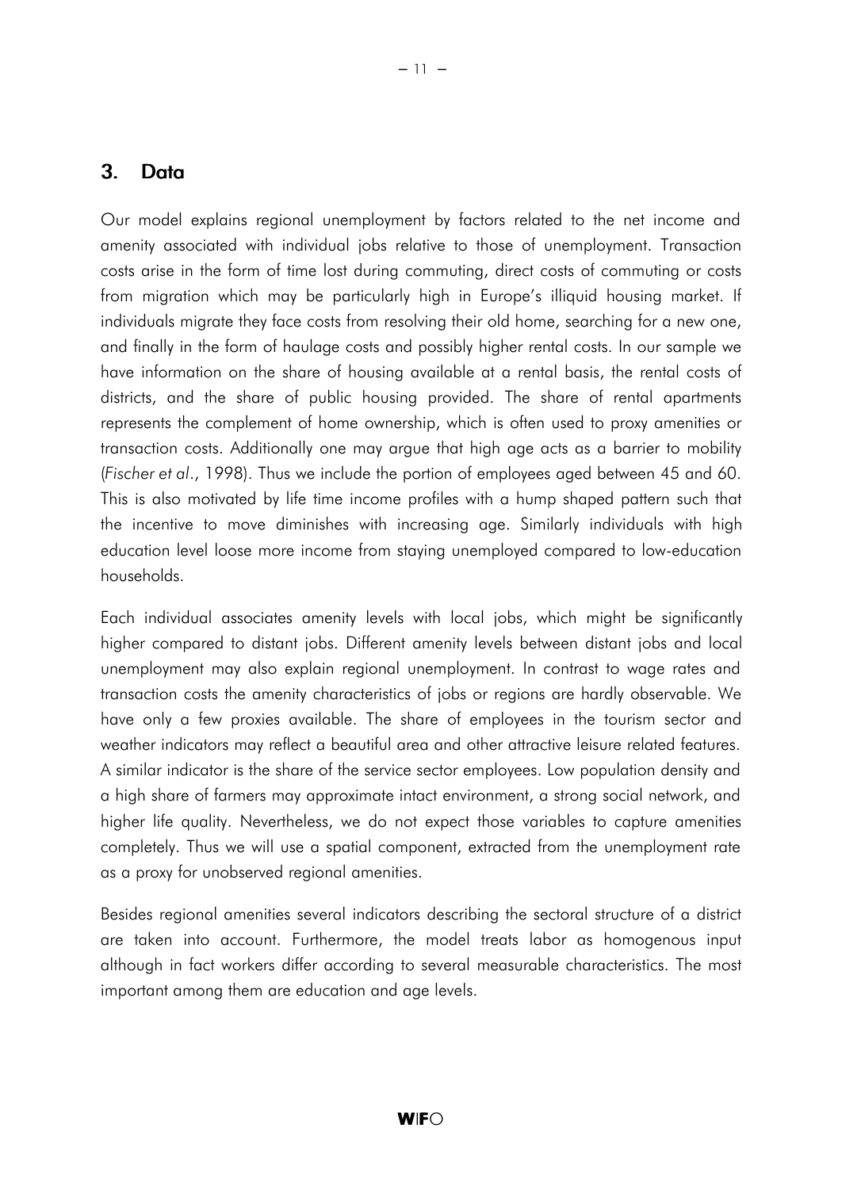## 3. Data

Our model explains regional unemployment by factors related to the net income and amenity associated with individual jobs relative to those of unemployment. Transaction costs arise in the form of time lost during commuting, direct costs of commuting or costs from migration which may be particularly high in Europe's illiquid housing market. If individuals migrate they face costs from resolving their old home, searching for a new one, and finally in the form of haulage costs and possibly higher rental costs. In our sample we have information on the share of housing available at a rental basis, the rental costs of districts, and the share of public housing provided. The share of rental apartments represents the complement of home ownership, which is often used to proxy amenities or transaction costs. Additionally one may argue that high age acts as a barrier to mobility (*Fischer et al.*, 1998). Thus we include the portion of employees aged between 45 and 60. This is also motivated by life time income profiles with a hump shaped pattern such that the incentive to move diminishes with increasing age. Similarly individuals with high education level loose more income from staying unemployed compared to low-education households.

Each individual associates amenity levels with local jobs, which might be significantly higher compared to distant jobs. Different amenity levels between distant jobs and local unemployment may also explain regional unemployment. In contrast to wage rates and transaction costs the amenity characteristics of jobs or regions are hardly observable. We have only a few proxies available. The share of employees in the tourism sector and weather indicators may reflect a beautiful area and other attractive leisure related features. A similar indicator is the share of the service sector employees. Low population density and a high share of farmers may approximate intact environment, a strong social network, and higher life quality. Nevertheless, we do not expect those variables to capture amenities completely. Thus we will use a spatial component, extracted from the unemployment rate as a proxy for unobserved regional amenities.

Besides regional amenities several indicators describing the sectoral structure of a district are taken into account. Furthermore, the model treats labor as homogenous input although in fact workers differ according to several measurable characteristics. The most important among them are education and age levels.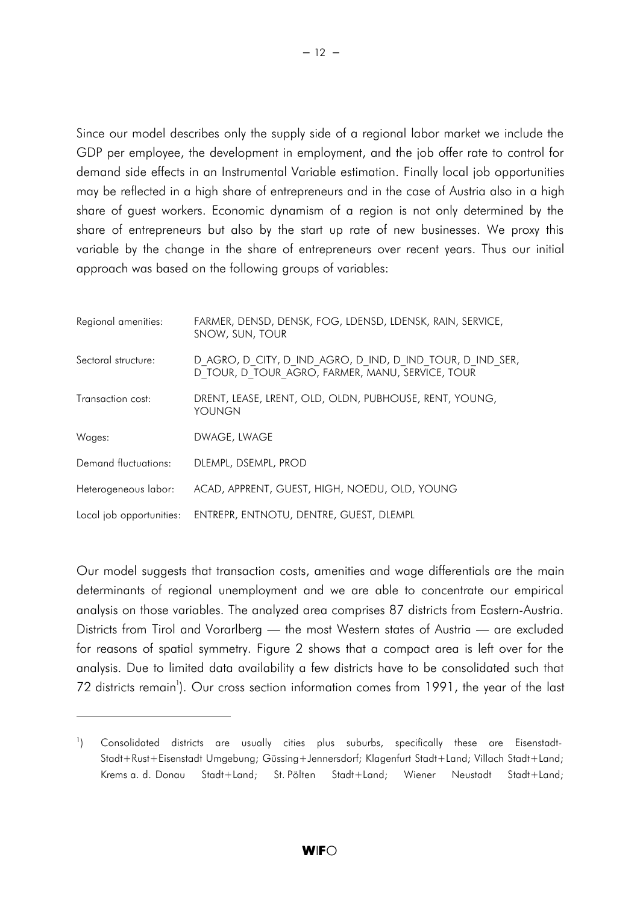Since our model describes only the supply side of a regional labor market we include the GDP per employee, the development in employment, and the job offer rate to control for demand side effects in an Instrumental Variable estimation. Finally local job opportunities may be reflected in a high share of entrepreneurs and in the case of Austria also in a high share of guest workers. Economic dynamism of a region is not only determined by the share of entrepreneurs but also by the start up rate of new businesses. We proxy this variable by the change in the share of entrepreneurs over recent years. Thus our initial approach was based on the following groups of variables:

| | |
|---|---|
| Regional amenities: | FARMER, DENSD, DENSK, FOG, LDENSD, LDENSK, RAIN, SERVICE, SNOW, SUN, TOUR |
| Sectoral structure: | D_AGRO, D_CITY, D_IND_AGRO, D_IND, D_IND_TOUR, D_IND_SER, D_TOUR, D_TOUR_AGRO, FARMER, MANU, SERVICE, TOUR |
| Transaction cost: | DRENT, LEASE, LRENT, OLD, OLDN, PUBHOUSE, RENT, YOUNG, YOUNGN |
| Wages: | DWAGE, LWAGE |
| Demand fluctuations: | DLEMPL, DSEMPL, PROD |
| Heterogeneous labor: | ACAD, APPRENT, GUEST, HIGH, NOEDU, OLD, YOUNG |
| Local job opportunities: | ENTREPR, ENTNOTU, DENTRE, GUEST, DLEMPL |

Our model suggests that transaction costs, amenities and wage differentials are the main determinants of regional unemployment and we are able to concentrate our empirical analysis on those variables. The analyzed area comprises 87 districts from Eastern-Austria. Districts from Tirol and Vorarlberg — the most Western states of Austria — are excluded for reasons of spatial symmetry. Figure 2 shows that a compact area is left over for the analysis. Due to limited data availability a few districts have to be consolidated such that 72 districts remain[1]). Our cross section information comes from 1991, the year of the last

[1]) Consolidated districts are usually cities plus suburbs, specifically these are Eisenstadt-Stadt+Rust+Eisenstadt Umgebung; Güssing+Jennersdorf; Klagenfurt Stadt+Land; Villach Stadt+Land; Krems a. d. Donau Stadt+Land; St. Pölten Stadt+Land; Wiener Neustadt Stadt+Land;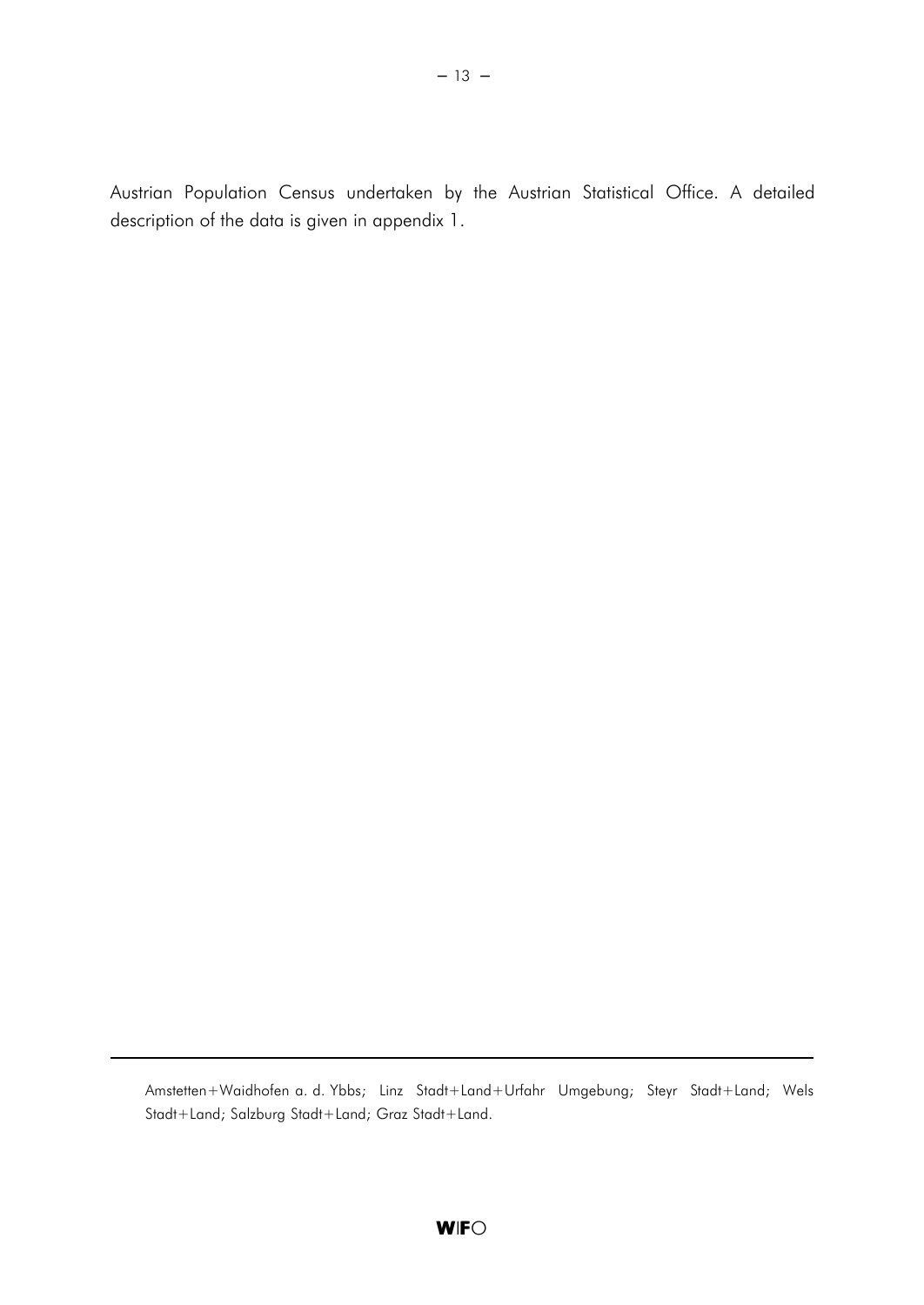Austrian Population Census undertaken by the Austrian Statistical Office. A detailed description of the data is given in appendix 1.

---

Amstetten+Waidhofen a. d. Ybbs; Linz Stadt+Land+Urfahr Umgebung; Steyr Stadt+Land; Wels Stadt+Land; Salzburg Stadt+Land; Graz Stadt+Land.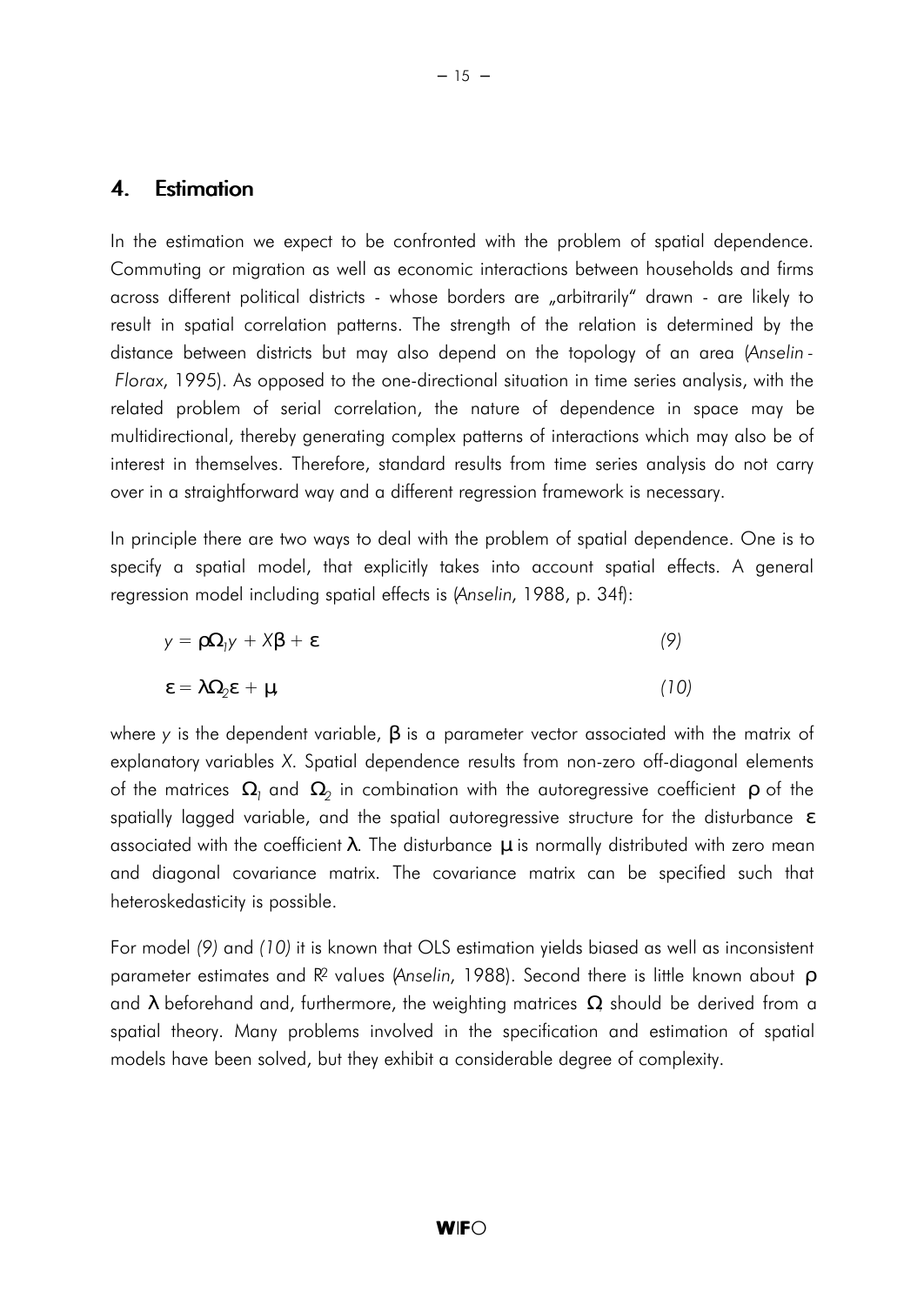## 4. Estimation

In the estimation we expect to be confronted with the problem of spatial dependence. Commuting or migration as well as economic interactions between households and firms across different political districts - whose borders are „arbitrarily" drawn - are likely to result in spatial correlation patterns. The strength of the relation is determined by the distance between districts but may also depend on the topology of an area (*Anselin - Florax*, 1995). As opposed to the one-directional situation in time series analysis, with the related problem of serial correlation, the nature of dependence in space may be multidirectional, thereby generating complex patterns of interactions which may also be of interest in themselves. Therefore, standard results from time series analysis do not carry over in a straightforward way and a different regression framework is necessary.

In principle there are two ways to deal with the problem of spatial dependence. One is to specify a spatial model, that explicitly takes into account spatial effects. A general regression model including spatial effects is (*Anselin*, 1988, p. 34f):

$$y = \rho\Omega_1 y + X\beta + \varepsilon \qquad (9)$$

$$\varepsilon = \lambda\Omega_2\varepsilon + \mu, \qquad (10)$$

where $y$ is the dependent variable, $\beta$ is a parameter vector associated with the matrix of explanatory variables $X$. Spatial dependence results from non-zero off-diagonal elements of the matrices $\Omega_1$ and $\Omega_2$ in combination with the autoregressive coefficient $\rho$ of the spatially lagged variable, and the spatial autoregressive structure for the disturbance $\varepsilon$ associated with the coefficient $\lambda$. The disturbance $\mu$ is normally distributed with zero mean and diagonal covariance matrix. The covariance matrix can be specified such that heteroskedasticity is possible.

For model *(9)* and *(10)* it is known that OLS estimation yields biased as well as inconsistent parameter estimates and $R^2$ values (*Anselin*, 1988). Second there is little known about $\rho$ and $\lambda$ beforehand and, furthermore, the weighting matrices $\Omega$ should be derived from a spatial theory. Many problems involved in the specification and estimation of spatial models have been solved, but they exhibit a considerable degree of complexity.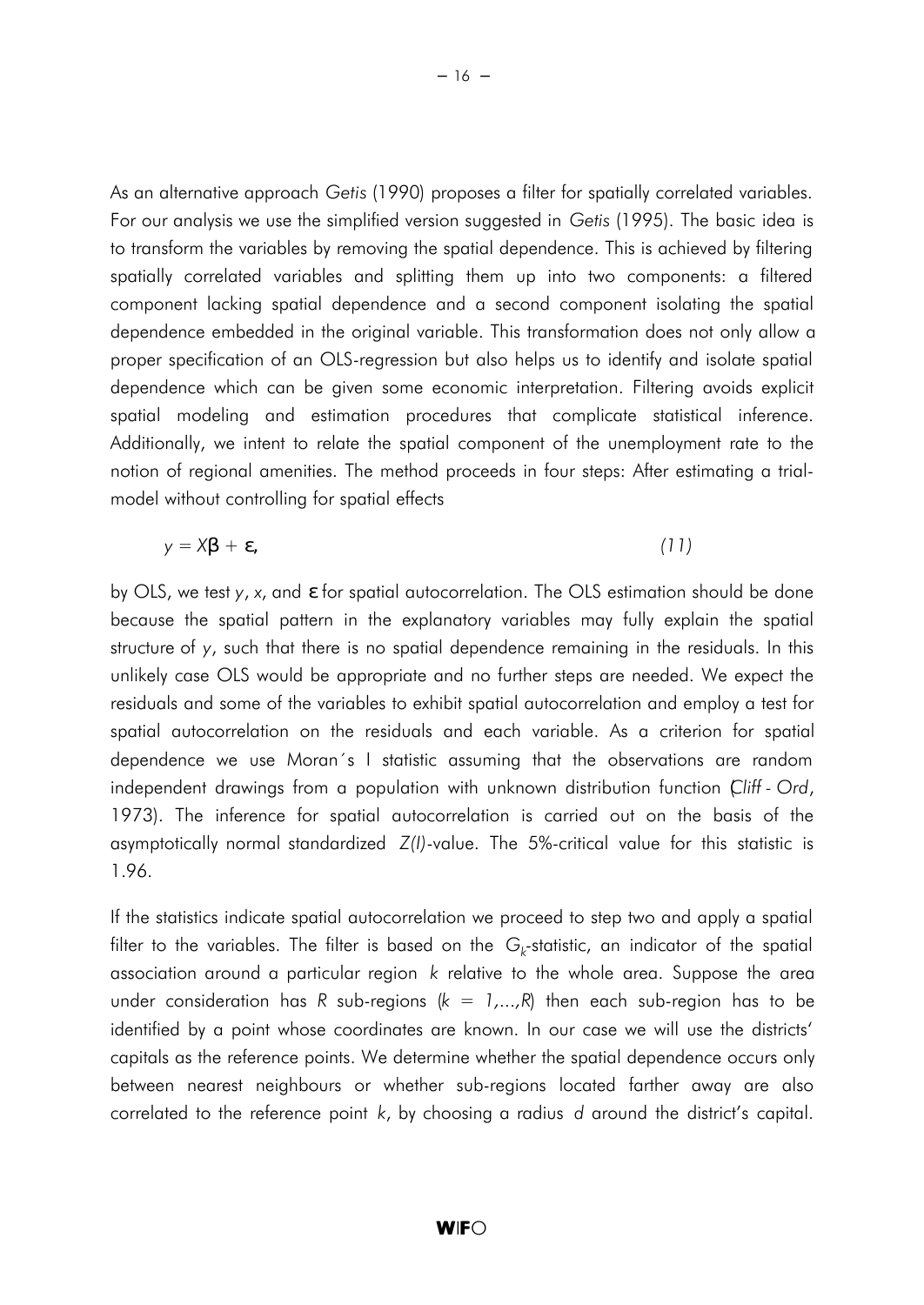As an alternative approach *Getis* (1990) proposes a filter for spatially correlated variables. For our analysis we use the simplified version suggested in *Getis* (1995). The basic idea is to transform the variables by removing the spatial dependence. This is achieved by filtering spatially correlated variables and splitting them up into two components: a filtered component lacking spatial dependence and a second component isolating the spatial dependence embedded in the original variable. This transformation does not only allow a proper specification of an OLS-regression but also helps us to identify and isolate spatial dependence which can be given some economic interpretation. Filtering avoids explicit spatial modeling and estimation procedures that complicate statistical inference. Additionally, we intent to relate the spatial component of the unemployment rate to the notion of regional amenities. The method proceeds in four steps: After estimating a trial-model without controlling for spatial effects

$$y = X\beta + \varepsilon, \tag{11}$$

by OLS, we test $y$, $x$, and $\varepsilon$ for spatial autocorrelation. The OLS estimation should be done because the spatial pattern in the explanatory variables may fully explain the spatial structure of $y$, such that there is no spatial dependence remaining in the residuals. In this unlikely case OLS would be appropriate and no further steps are needed. We expect the residuals and some of the variables to exhibit spatial autocorrelation and employ a test for spatial autocorrelation on the residuals and each variable. As a criterion for spatial dependence we use Moran´s I statistic assuming that the observations are random independent drawings from a population with unknown distribution function (*Cliff - Ord*, 1973). The inference for spatial autocorrelation is carried out on the basis of the asymptotically normal standardized *Z(I)*-value. The 5%-critical value for this statistic is 1.96.

If the statistics indicate spatial autocorrelation we proceed to step two and apply a spatial filter to the variables. The filter is based on the $G_k$-statistic, an indicator of the spatial association around a particular region $k$ relative to the whole area. Suppose the area under consideration has $R$ sub-regions ($k = 1,...,R$) then each sub-region has to be identified by a point whose coordinates are known. In our case we will use the districts' capitals as the reference points. We determine whether the spatial dependence occurs only between nearest neighbours or whether sub-regions located farther away are also correlated to the reference point $k$, by choosing a radius $d$ around the district's capital.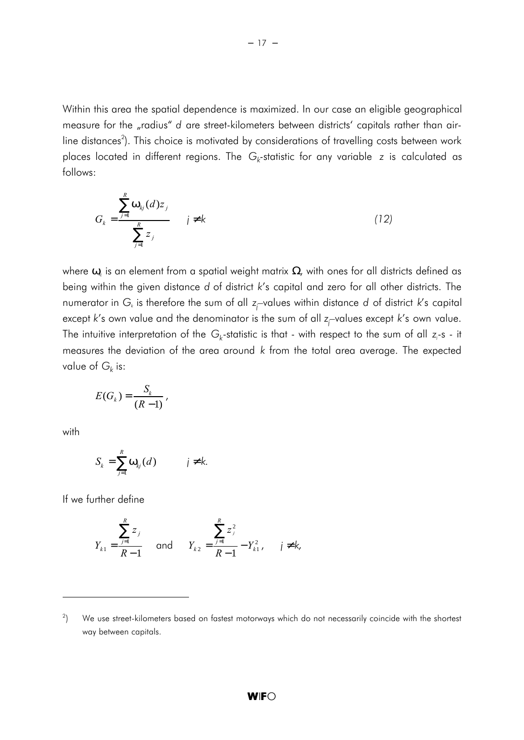Within this area the spatial dependence is maximized. In our case an eligible geographical measure for the „radius" $d$ are street-kilometers between districts' capitals rather than airline distances[2]). This choice is motivated by considerations of travelling costs between work places located in different regions. The $G_k$-statistic for any variable $z$ is calculated as follows:

$$G_k = \frac{\sum_{j=1}^{R} \omega_{kj}(d) z_j}{\sum_{j=1}^{R} z_j} \qquad j \neq k \tag{12}$$

where $\omega_{ij}$ is an element from a spatial weight matrix $\Omega$, with ones for all districts defined as being within the given distance $d$ of district $k$'s capital and zero for all other districts. The numerator in $G_k$ is therefore the sum of all $z_j$–values within distance $d$ of district $k$'s capital except $k$'s own value and the denominator is the sum of all $z_j$–values except $k$'s own value. The intuitive interpretation of the $G_k$-statistic is that - with respect to the sum of all $z_j$-s - it measures the deviation of the area around $k$ from the total area average. The expected value of $G_k$ is:

$$E(G_k) = \frac{S_k}{(R-1)},$$

with

$$S_k = \sum_{j=1}^{R} \omega_{kj}(d) \qquad j \neq k.$$

If we further define

$$Y_{k1} = \frac{\sum_{j=1}^{R} z_j}{R-1} \quad \text{and} \quad Y_{k2} = \frac{\sum_{j=1}^{R} z_j^2}{R-1} - Y_{k1}^2, \qquad j \neq k,$$

---

[2]) We use street-kilometers based on fastest motorways which do not necessarily coincide with the shortest way between capitals.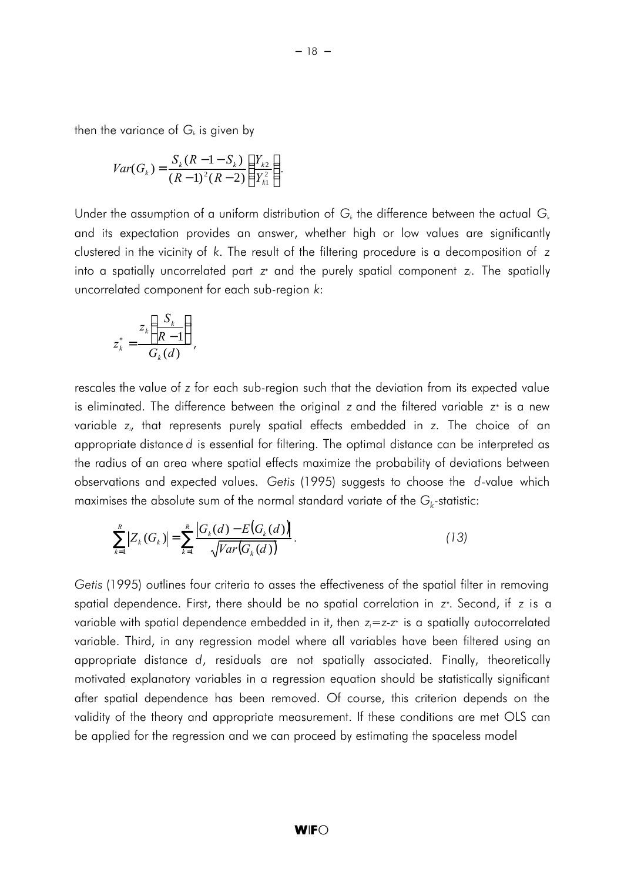then the variance of $G_k$ is given by

$$Var(G_k) = \frac{S_k(R-1-S_k)}{(R-1)^2(R-2)}\left(\frac{Y_{k2}}{Y_{k1}^2}\right).$$

Under the assumption of a uniform distribution of $G_k$ the difference between the actual $G_k$ and its expectation provides an answer, whether high or low values are significantly clustered in the vicinity of *k*. The result of the filtering procedure is a decomposition of *z* into a spatially uncorrelated part $z^*$ and the purely spatial component $z_l$. The spatially uncorrelated component for each sub-region *k*:

$$z_k^* = \frac{z_k\left(\frac{S_k}{R-1}\right)}{G_k(d)},$$

rescales the value of *z* for each sub-region such that the deviation from its expected value is eliminated. The difference between the original *z* and the filtered variable $z^*$ is a new variable $z_l$, that represents purely spatial effects embedded in *z*. The choice of an appropriate distance *d* is essential for filtering. The optimal distance can be interpreted as the radius of an area where spatial effects maximize the probability of deviations between observations and expected values. *Getis* (1995) suggests to choose the *d*-value which maximises the absolute sum of the normal standard variate of the $G_k$-statistic:

$$\sum_{k=1}^{R} \left|Z_k(G_k)\right| = \sum_{k=1}^{R} \frac{\left|G_k(d) - E\left(G_k(d)\right)\right|}{\sqrt{Var\left(G_k(d)\right)}}. \qquad (13)$$

*Getis* (1995) outlines four criteria to asses the effectiveness of the spatial filter in removing spatial dependence. First, there should be no spatial correlation in $z^*$. Second, if *z* is a variable with spatial dependence embedded in it, then $z_l = z - z^*$ is a spatially autocorrelated variable. Third, in any regression model where all variables have been filtered using an appropriate distance *d*, residuals are not spatially associated. Finally, theoretically motivated explanatory variables in a regression equation should be statistically significant after spatial dependence has been removed. Of course, this criterion depends on the validity of the theory and appropriate measurement. If these conditions are met OLS can be applied for the regression and we can proceed by estimating the spaceless model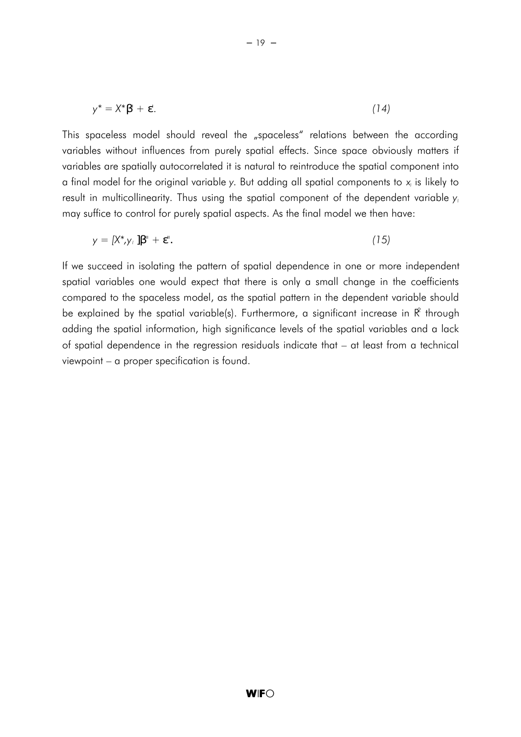$$y^* = X^*\beta' + \varepsilon'. \tag{14}$$

This spaceless model should reveal the „spaceless" relations between the according variables without influences from purely spatial effects. Since space obviously matters if variables are spatially autocorrelated it is natural to reintroduce the spatial component into a final model for the original variable $y$. But adding all spatial components to $x_j$ is likely to result in multicollinearity. Thus using the spatial component of the dependent variable $y_l$ may suffice to control for purely spatial aspects. As the final model we then have:

$$y = [X^*, y_l\,]\beta'' + \varepsilon''. \tag{15}$$

If we succeed in isolating the pattern of spatial dependence in one or more independent spatial variables one would expect that there is only a small change in the coefficients compared to the spaceless model, as the spatial pattern in the dependent variable should be explained by the spatial variable(s). Furthermore, a significant increase in $R^2$ through adding the spatial information, high significance levels of the spatial variables and a lack of spatial dependence in the regression residuals indicate that – at least from a technical viewpoint – a proper specification is found.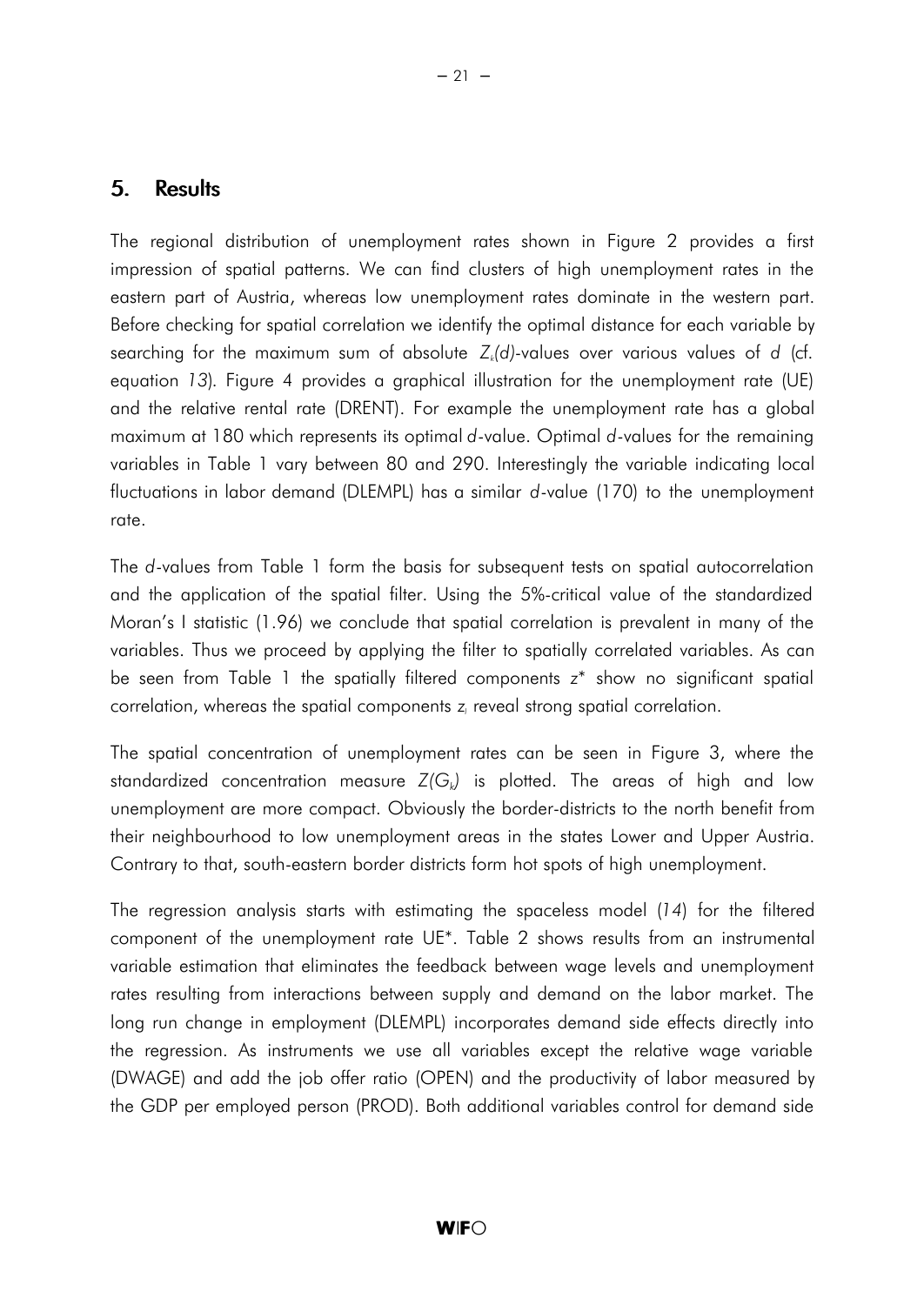## 5. Results

The regional distribution of unemployment rates shown in Figure 2 provides a first impression of spatial patterns. We can find clusters of high unemployment rates in the eastern part of Austria, whereas low unemployment rates dominate in the western part. Before checking for spatial correlation we identify the optimal distance for each variable by searching for the maximum sum of absolute $Z_k(d)$-values over various values of $d$ (cf. equation *13*). Figure 4 provides a graphical illustration for the unemployment rate (UE) and the relative rental rate (DRENT). For example the unemployment rate has a global maximum at 180 which represents its optimal $d$-value. Optimal $d$-values for the remaining variables in Table 1 vary between 80 and 290. Interestingly the variable indicating local fluctuations in labor demand (DLEMPL) has a similar $d$-value (170) to the unemployment rate.

The $d$-values from Table 1 form the basis for subsequent tests on spatial autocorrelation and the application of the spatial filter. Using the 5%-critical value of the standardized Moran's I statistic (1.96) we conclude that spatial correlation is prevalent in many of the variables. Thus we proceed by applying the filter to spatially correlated variables. As can be seen from Table 1 the spatially filtered components $z^*$ show no significant spatial correlation, whereas the spatial components $z_l$ reveal strong spatial correlation.

The spatial concentration of unemployment rates can be seen in Figure 3, where the standardized concentration measure $Z(G_k)$ is plotted. The areas of high and low unemployment are more compact. Obviously the border-districts to the north benefit from their neighbourhood to low unemployment areas in the states Lower and Upper Austria. Contrary to that, south-eastern border districts form hot spots of high unemployment.

The regression analysis starts with estimating the spaceless model (*14*) for the filtered component of the unemployment rate UE*. Table 2 shows results from an instrumental variable estimation that eliminates the feedback between wage levels and unemployment rates resulting from interactions between supply and demand on the labor market. The long run change in employment (DLEMPL) incorporates demand side effects directly into the regression. As instruments we use all variables except the relative wage variable (DWAGE) and add the job offer ratio (OPEN) and the productivity of labor measured by the GDP per employed person (PROD). Both additional variables control for demand side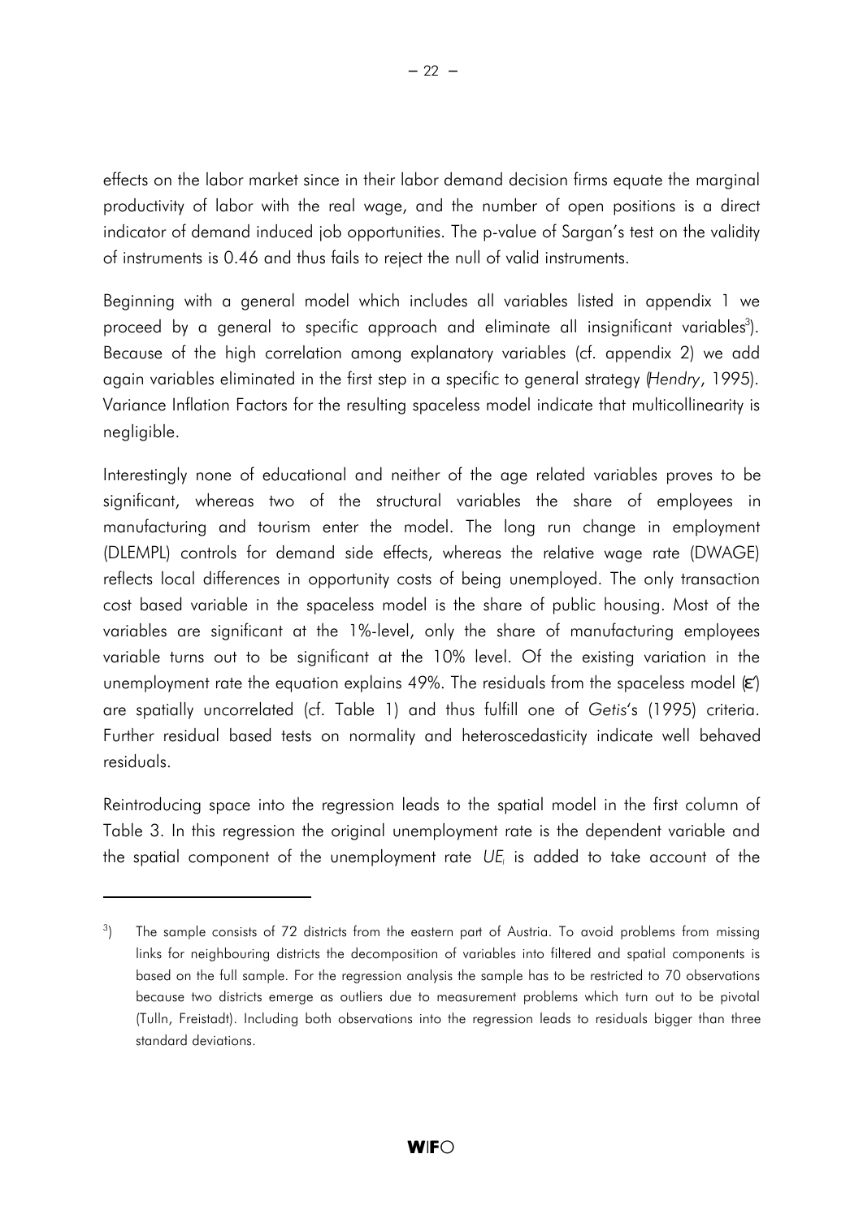effects on the labor market since in their labor demand decision firms equate the marginal productivity of labor with the real wage, and the number of open positions is a direct indicator of demand induced job opportunities. The p-value of Sargan's test on the validity of instruments is 0.46 and thus fails to reject the null of valid instruments.

Beginning with a general model which includes all variables listed in appendix 1 we proceed by a general to specific approach and eliminate all insignificant variables[3]). Because of the high correlation among explanatory variables (cf. appendix 2) we add again variables eliminated in the first step in a specific to general strategy (*Hendry*, 1995). Variance Inflation Factors for the resulting spaceless model indicate that multicollinearity is negligible.

Interestingly none of educational and neither of the age related variables proves to be significant, whereas two of the structural variables the share of employees in manufacturing and tourism enter the model. The long run change in employment (DLEMPL) controls for demand side effects, whereas the relative wage rate (DWAGE) reflects local differences in opportunity costs of being unemployed. The only transaction cost based variable in the spaceless model is the share of public housing. Most of the variables are significant at the 1%-level, only the share of manufacturing employees variable turns out to be significant at the 10% level. Of the existing variation in the unemployment rate the equation explains 49%. The residuals from the spaceless model ($\varepsilon'$) are spatially uncorrelated (cf. Table 1) and thus fulfill one of *Getis*'s (1995) criteria. Further residual based tests on normality and heteroscedasticity indicate well behaved residuals.

Reintroducing space into the regression leads to the spatial model in the first column of Table 3. In this regression the original unemployment rate is the dependent variable and the spatial component of the unemployment rate $UE_i$ is added to take account of the

---

[3]) The sample consists of 72 districts from the eastern part of Austria. To avoid problems from missing links for neighbouring districts the decomposition of variables into filtered and spatial components is based on the full sample. For the regression analysis the sample has to be restricted to 70 observations because two districts emerge as outliers due to measurement problems which turn out to be pivotal (Tulln, Freistadt). Including both observations into the regression leads to residuals bigger than three standard deviations.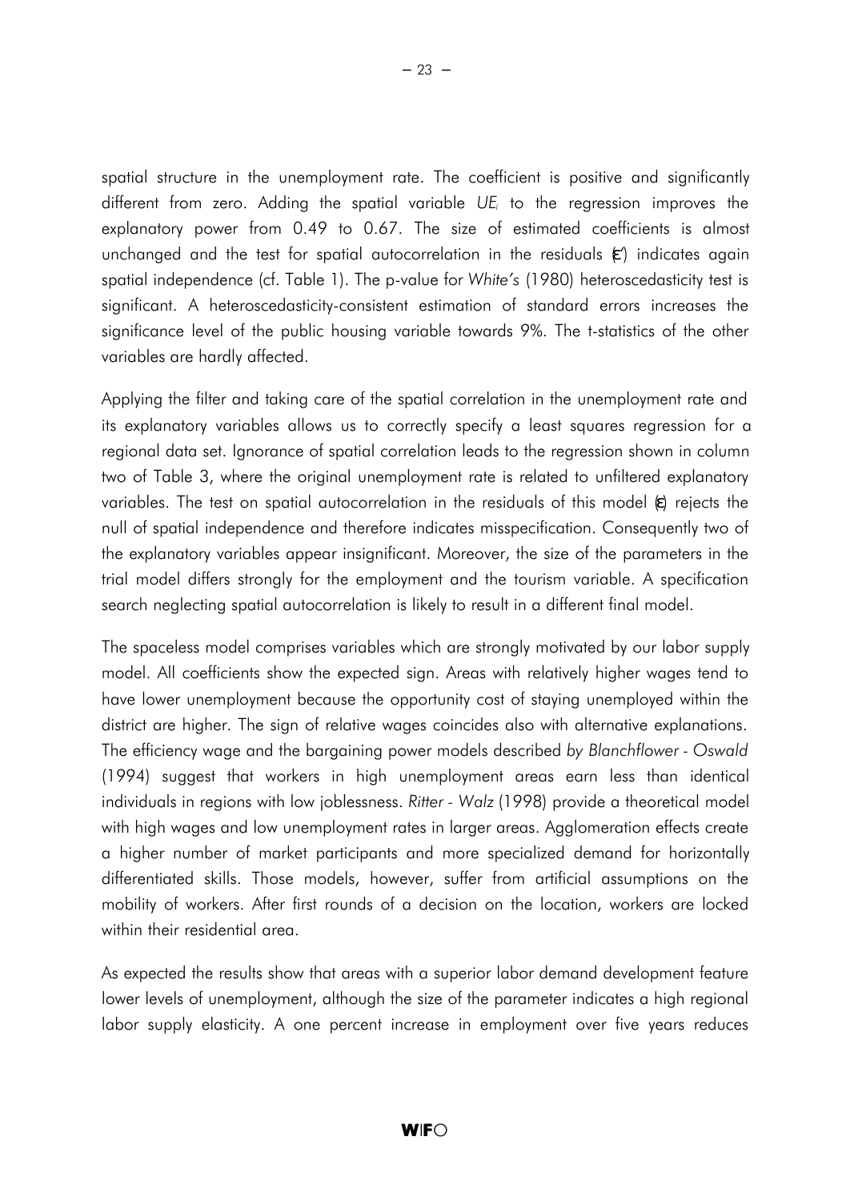spatial structure in the unemployment rate. The coefficient is positive and significantly different from zero. Adding the spatial variable $UE_i$ to the regression improves the explanatory power from 0.49 to 0.67. The size of estimated coefficients is almost unchanged and the test for spatial autocorrelation in the residuals ($\varepsilon'$) indicates again spatial independence (cf. Table 1). The p-value for *White's* (1980) heteroscedasticity test is significant. A heteroscedasticity-consistent estimation of standard errors increases the significance level of the public housing variable towards 9%. The t-statistics of the other variables are hardly affected.

Applying the filter and taking care of the spatial correlation in the unemployment rate and its explanatory variables allows us to correctly specify a least squares regression for a regional data set. Ignorance of spatial correlation leads to the regression shown in column two of Table 3, where the original unemployment rate is related to unfiltered explanatory variables. The test on spatial autocorrelation in the residuals of this model ($\varepsilon$) rejects the null of spatial independence and therefore indicates misspecification. Consequently two of the explanatory variables appear insignificant. Moreover, the size of the parameters in the trial model differs strongly for the employment and the tourism variable. A specification search neglecting spatial autocorrelation is likely to result in a different final model.

The spaceless model comprises variables which are strongly motivated by our labor supply model. All coefficients show the expected sign. Areas with relatively higher wages tend to have lower unemployment because the opportunity cost of staying unemployed within the district are higher. The sign of relative wages coincides also with alternative explanations. The efficiency wage and the bargaining power models described *by Blanchflower - Oswald* (1994) suggest that workers in high unemployment areas earn less than identical individuals in regions with low joblessness. *Ritter - Walz* (1998) provide a theoretical model with high wages and low unemployment rates in larger areas. Agglomeration effects create a higher number of market participants and more specialized demand for horizontally differentiated skills. Those models, however, suffer from artificial assumptions on the mobility of workers. After first rounds of a decision on the location, workers are locked within their residential area.

As expected the results show that areas with a superior labor demand development feature lower levels of unemployment, although the size of the parameter indicates a high regional labor supply elasticity. A one percent increase in employment over five years reduces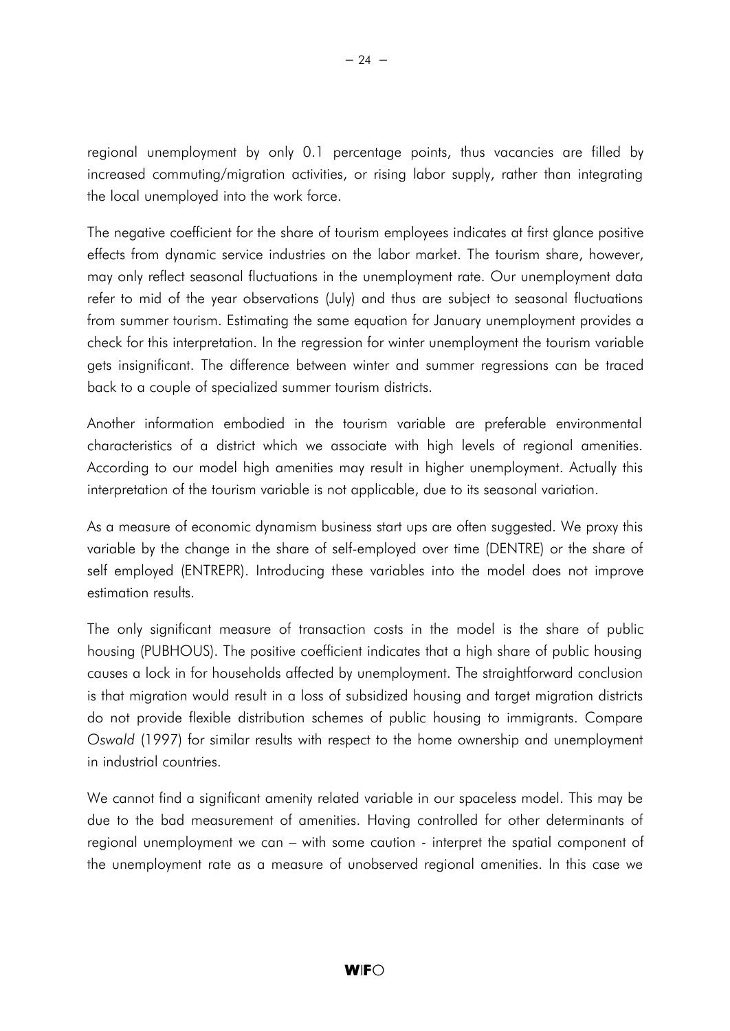regional unemployment by only 0.1 percentage points, thus vacancies are filled by increased commuting/migration activities, or rising labor supply, rather than integrating the local unemployed into the work force.

The negative coefficient for the share of tourism employees indicates at first glance positive effects from dynamic service industries on the labor market. The tourism share, however, may only reflect seasonal fluctuations in the unemployment rate. Our unemployment data refer to mid of the year observations (July) and thus are subject to seasonal fluctuations from summer tourism. Estimating the same equation for January unemployment provides a check for this interpretation. In the regression for winter unemployment the tourism variable gets insignificant. The difference between winter and summer regressions can be traced back to a couple of specialized summer tourism districts.

Another information embodied in the tourism variable are preferable environmental characteristics of a district which we associate with high levels of regional amenities. According to our model high amenities may result in higher unemployment. Actually this interpretation of the tourism variable is not applicable, due to its seasonal variation.

As a measure of economic dynamism business start ups are often suggested. We proxy this variable by the change in the share of self-employed over time (DENTRE) or the share of self employed (ENTREPR). Introducing these variables into the model does not improve estimation results.

The only significant measure of transaction costs in the model is the share of public housing (PUBHOUS). The positive coefficient indicates that a high share of public housing causes a lock in for households affected by unemployment. The straightforward conclusion is that migration would result in a loss of subsidized housing and target migration districts do not provide flexible distribution schemes of public housing to immigrants. Compare *Oswald* (1997) for similar results with respect to the home ownership and unemployment in industrial countries.

We cannot find a significant amenity related variable in our spaceless model. This may be due to the bad measurement of amenities. Having controlled for other determinants of regional unemployment we can – with some caution - interpret the spatial component of the unemployment rate as a measure of unobserved regional amenities. In this case we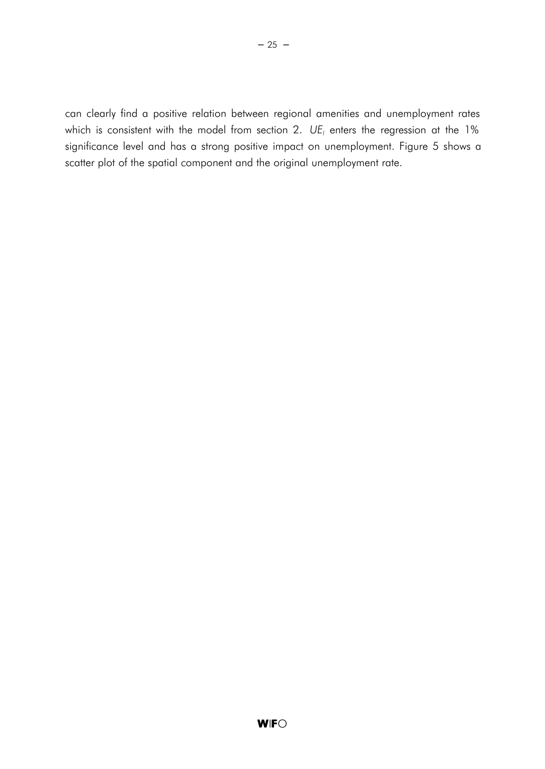can clearly find a positive relation between regional amenities and unemployment rates which is consistent with the model from section 2. $UE_I$ enters the regression at the 1% significance level and has a strong positive impact on unemployment. Figure 5 shows a scatter plot of the spatial component and the original unemployment rate.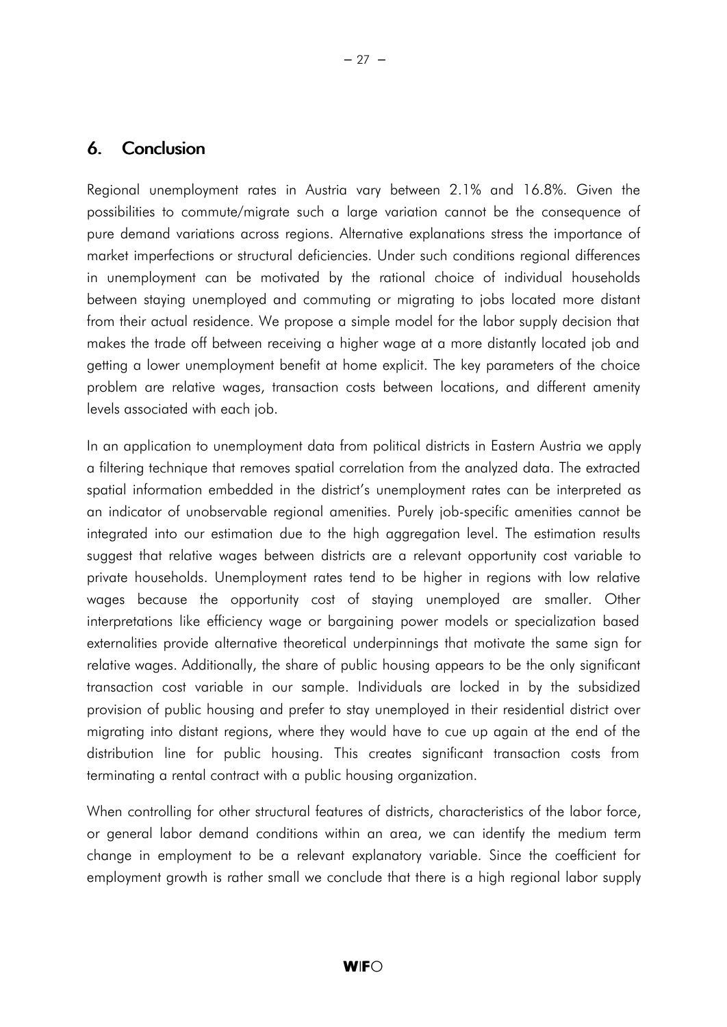## 6. Conclusion

Regional unemployment rates in Austria vary between 2.1% and 16.8%. Given the possibilities to commute/migrate such a large variation cannot be the consequence of pure demand variations across regions. Alternative explanations stress the importance of market imperfections or structural deficiencies. Under such conditions regional differences in unemployment can be motivated by the rational choice of individual households between staying unemployed and commuting or migrating to jobs located more distant from their actual residence. We propose a simple model for the labor supply decision that makes the trade off between receiving a higher wage at a more distantly located job and getting a lower unemployment benefit at home explicit. The key parameters of the choice problem are relative wages, transaction costs between locations, and different amenity levels associated with each job.

In an application to unemployment data from political districts in Eastern Austria we apply a filtering technique that removes spatial correlation from the analyzed data. The extracted spatial information embedded in the district's unemployment rates can be interpreted as an indicator of unobservable regional amenities. Purely job-specific amenities cannot be integrated into our estimation due to the high aggregation level. The estimation results suggest that relative wages between districts are a relevant opportunity cost variable to private households. Unemployment rates tend to be higher in regions with low relative wages because the opportunity cost of staying unemployed are smaller. Other interpretations like efficiency wage or bargaining power models or specialization based externalities provide alternative theoretical underpinnings that motivate the same sign for relative wages. Additionally, the share of public housing appears to be the only significant transaction cost variable in our sample. Individuals are locked in by the subsidized provision of public housing and prefer to stay unemployed in their residential district over migrating into distant regions, where they would have to cue up again at the end of the distribution line for public housing. This creates significant transaction costs from terminating a rental contract with a public housing organization.

When controlling for other structural features of districts, characteristics of the labor force, or general labor demand conditions within an area, we can identify the medium term change in employment to be a relevant explanatory variable. Since the coefficient for employment growth is rather small we conclude that there is a high regional labor supply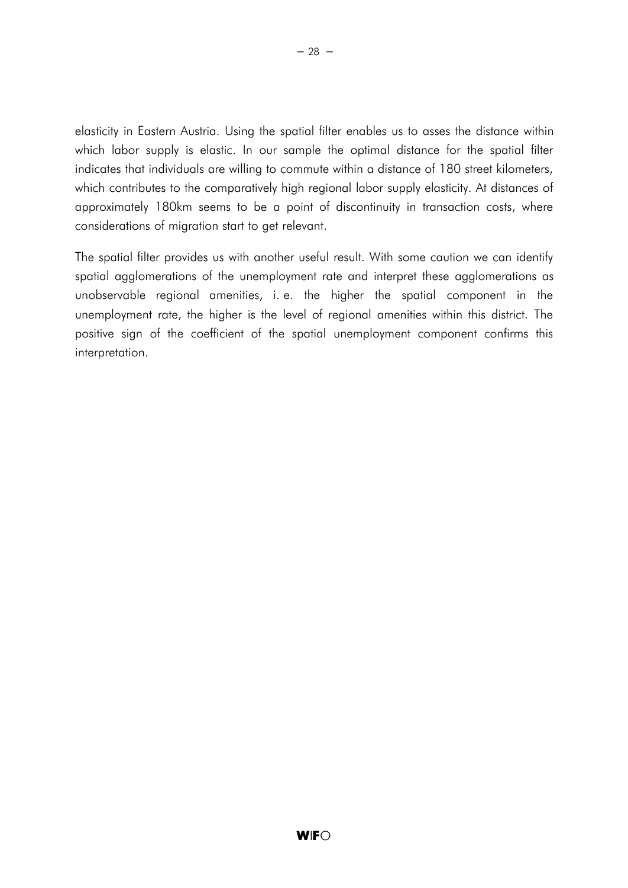elasticity in Eastern Austria. Using the spatial filter enables us to asses the distance within which labor supply is elastic. In our sample the optimal distance for the spatial filter indicates that individuals are willing to commute within a distance of 180 street kilometers, which contributes to the comparatively high regional labor supply elasticity. At distances of approximately 180km seems to be a point of discontinuity in transaction costs, where considerations of migration start to get relevant.

The spatial filter provides us with another useful result. With some caution we can identify spatial agglomerations of the unemployment rate and interpret these agglomerations as unobservable regional amenities, i. e. the higher the spatial component in the unemployment rate, the higher is the level of regional amenities within this district. The positive sign of the coefficient of the spatial unemployment component confirms this interpretation.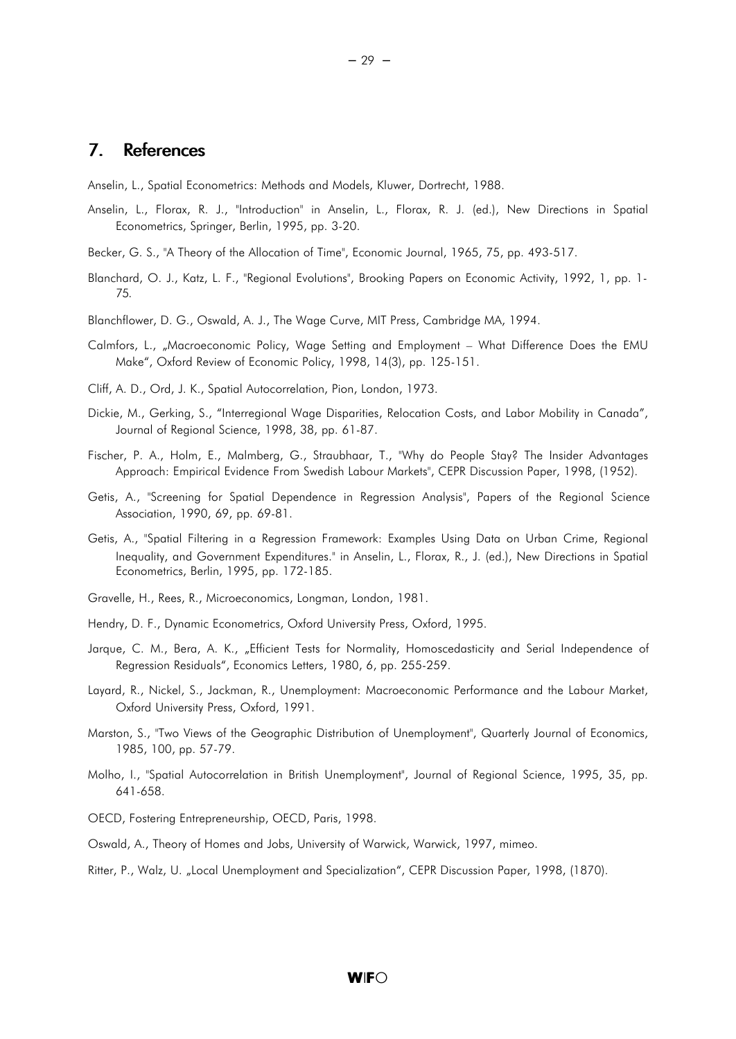## 7. References

Anselin, L., Spatial Econometrics: Methods and Models, Kluwer, Dortrecht, 1988.

Anselin, L., Florax, R. J., "Introduction" in Anselin, L., Florax, R. J. (ed.), New Directions in Spatial Econometrics, Springer, Berlin, 1995, pp. 3-20.

Becker, G. S., "A Theory of the Allocation of Time", Economic Journal, 1965, 75, pp. 493-517.

Blanchard, O. J., Katz, L. F., "Regional Evolutions", Brooking Papers on Economic Activity, 1992, 1, pp. 1-75.

Blanchflower, D. G., Oswald, A. J., The Wage Curve, MIT Press, Cambridge MA, 1994.

Calmfors, L., „Macroeconomic Policy, Wage Setting and Employment – What Difference Does the EMU Make", Oxford Review of Economic Policy, 1998, 14(3), pp. 125-151.

Cliff, A. D., Ord, J. K., Spatial Autocorrelation, Pion, London, 1973.

Dickie, M., Gerking, S., "Interregional Wage Disparities, Relocation Costs, and Labor Mobility in Canada", Journal of Regional Science, 1998, 38, pp. 61-87.

Fischer, P. A., Holm, E., Malmberg, G., Straubhaar, T., "Why do People Stay? The Insider Advantages Approach: Empirical Evidence From Swedish Labour Markets", CEPR Discussion Paper, 1998, (1952).

Getis, A., "Screening for Spatial Dependence in Regression Analysis", Papers of the Regional Science Association, 1990, 69, pp. 69-81.

Getis, A., "Spatial Filtering in a Regression Framework: Examples Using Data on Urban Crime, Regional Inequality, and Government Expenditures." in Anselin, L., Florax, R., J. (ed.), New Directions in Spatial Econometrics, Berlin, 1995, pp. 172-185.

Gravelle, H., Rees, R., Microeconomics, Longman, London, 1981.

Hendry, D. F., Dynamic Econometrics, Oxford University Press, Oxford, 1995.

Jarque, C. M., Bera, A. K., „Efficient Tests for Normality, Homoscedasticity and Serial Independence of Regression Residuals", Economics Letters, 1980, 6, pp. 255-259.

Layard, R., Nickel, S., Jackman, R., Unemployment: Macroeconomic Performance and the Labour Market, Oxford University Press, Oxford, 1991.

Marston, S., "Two Views of the Geographic Distribution of Unemployment", Quarterly Journal of Economics, 1985, 100, pp. 57-79.

Molho, I., "Spatial Autocorrelation in British Unemployment", Journal of Regional Science, 1995, 35, pp. 641-658.

OECD, Fostering Entrepreneurship, OECD, Paris, 1998.

Oswald, A., Theory of Homes and Jobs, University of Warwick, Warwick, 1997, mimeo.

Ritter, P., Walz, U. „Local Unemployment and Specialization", CEPR Discussion Paper, 1998, (1870).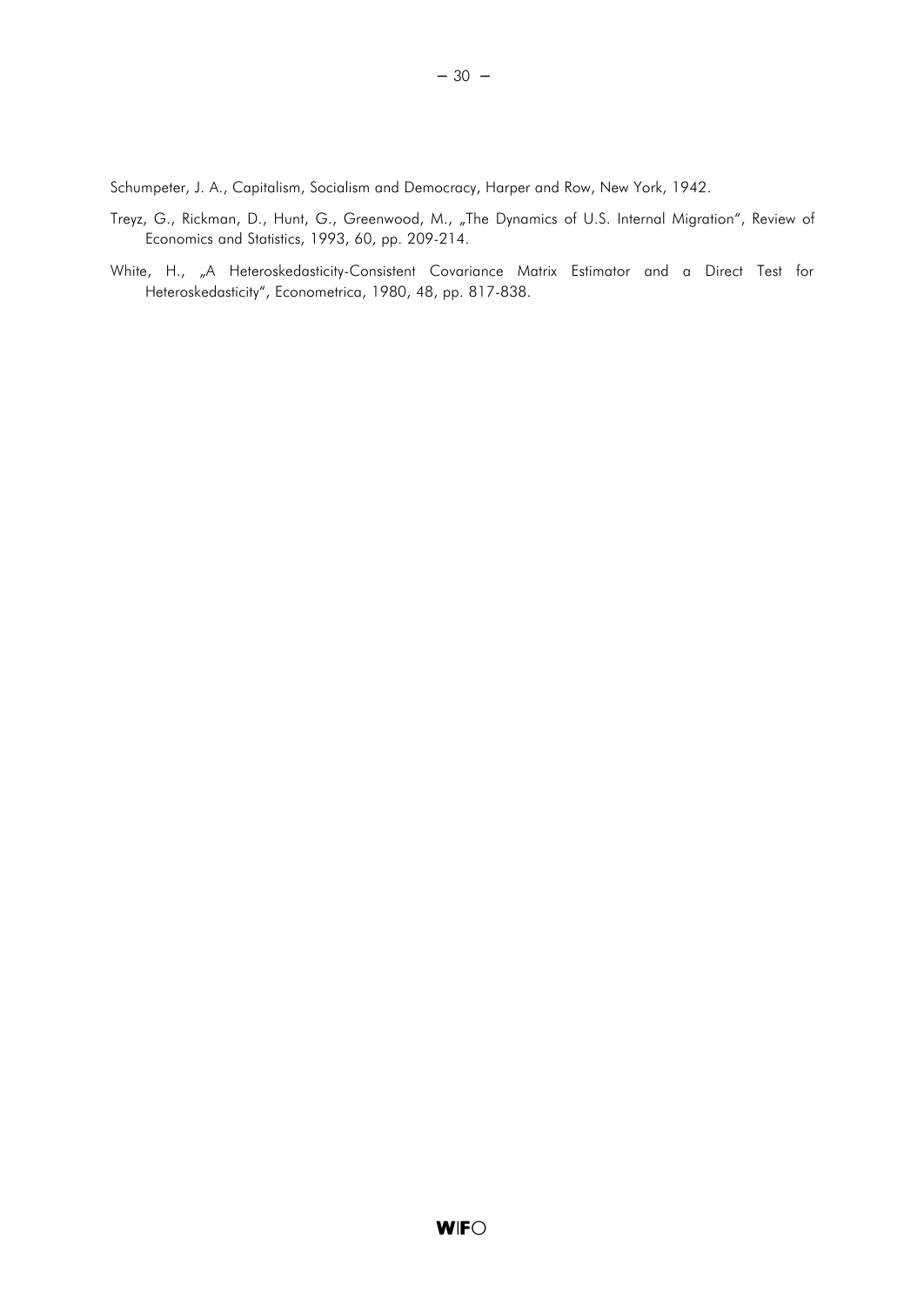Schumpeter, J. A., Capitalism, Socialism and Democracy, Harper and Row, New York, 1942.

Treyz, G., Rickman, D., Hunt, G., Greenwood, M., „The Dynamics of U.S. Internal Migration", Review of Economics and Statistics, 1993, 60, pp. 209-214.

White, H., „A Heteroskedasticity-Consistent Covariance Matrix Estimator and a Direct Test for Heteroskedasticity", Econometrica, 1980, 48, pp. 817-838.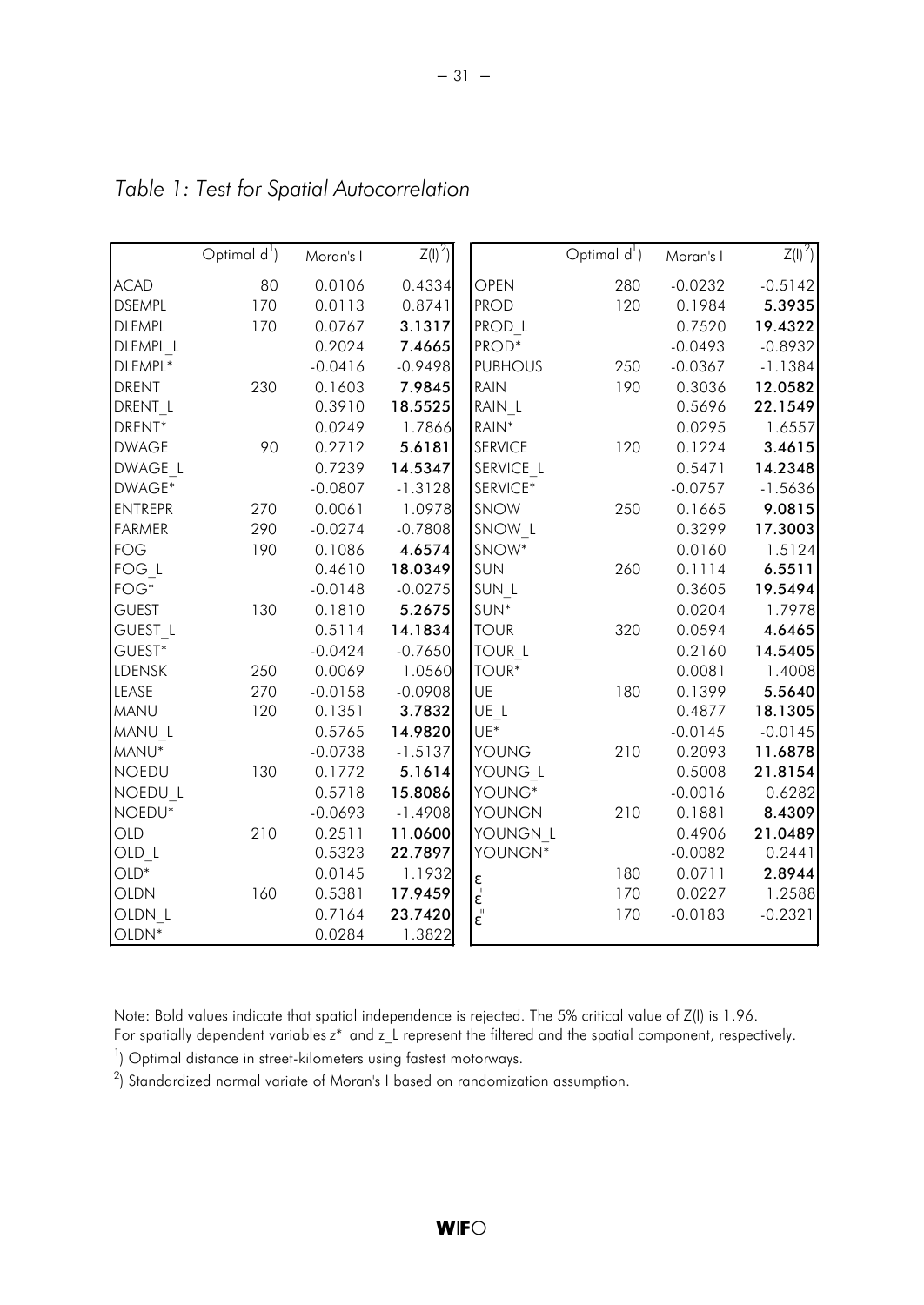*Table 1: Test for Spatial Autocorrelation*

| | Optimal d[1]) | Moran's I | Z(I)[2]) | | Optimal d[1]) | Moran's I | Z(I)[2]) |
|---|---|---|---|---|---|---|---|
| ACAD | 80 | 0.0106 | 0.4334 | OPEN | 280 | -0.0232 | -0.5142 |
| DSEMPL | 170 | 0.0113 | 0.8741 | PROD | 120 | 0.1984 | **5.3935** |
| DLEMPL | 170 | 0.0767 | **3.1317** | PROD_L | | 0.7520 | **19.4322** |
| DLEMPL_L | | 0.2024 | **7.4665** | PROD* | | -0.0493 | -0.8932 |
| DLEMPL* | | -0.0416 | -0.9498 | PUBHOUS | 250 | -0.0367 | -1.1384 |
| DRENT | 230 | 0.1603 | **7.9845** | RAIN | 190 | 0.3036 | **12.0582** |
| DRENT_L | | 0.3910 | **18.5525** | RAIN_L | | 0.5696 | **22.1549** |
| DRENT* | | 0.0249 | 1.7866 | RAIN* | | 0.0295 | 1.6557 |
| DWAGE | 90 | 0.2712 | **5.6181** | SERVICE | 120 | 0.1224 | **3.4615** |
| DWAGE_L | | 0.7239 | **14.5347** | SERVICE_L | | 0.5471 | **14.2348** |
| DWAGE* | | -0.0807 | -1.3128 | SERVICE* | | -0.0757 | -1.5636 |
| ENTREPR | 270 | 0.0061 | 1.0978 | SNOW | 250 | 0.1665 | **9.0815** |
| FARMER | 290 | -0.0274 | -0.7808 | SNOW_L | | 0.3299 | **17.3003** |
| FOG | 190 | 0.1086 | **4.6574** | SNOW* | | 0.0160 | 1.5124 |
| FOG_L | | 0.4610 | **18.0349** | SUN | 260 | 0.1114 | **6.5511** |
| FOG* | | -0.0148 | -0.0275 | SUN_L | | 0.3605 | **19.5494** |
| GUEST | 130 | 0.1810 | **5.2675** | SUN* | | 0.0204 | 1.7978 |
| GUEST_L | | 0.5114 | **14.1834** | TOUR | 320 | 0.0594 | **4.6465** |
| GUEST* | | -0.0424 | -0.7650 | TOUR_L | | 0.2160 | **14.5405** |
| LDENSK | 250 | 0.0069 | 1.0560 | TOUR* | | 0.0081 | 1.4008 |
| LEASE | 270 | -0.0158 | -0.0908 | UE | 180 | 0.1399 | **5.5640** |
| MANU | 120 | 0.1351 | **3.7832** | UE_L | | 0.4877 | **18.1305** |
| MANU_L | | 0.5765 | **14.9820** | UE* | | -0.0145 | -0.0145 |
| MANU* | | -0.0738 | -1.5137 | YOUNG | 210 | 0.2093 | **11.6878** |
| NOEDU | 130 | 0.1772 | **5.1614** | YOUNG_L | | 0.5008 | **21.8154** |
| NOEDU_L | | 0.5718 | **15.8086** | YOUNG* | | -0.0016 | 0.6282 |
| NOEDU* | | -0.0693 | -1.4908 | YOUNGN | 210 | 0.1881 | **8.4309** |
| OLD | 210 | 0.2511 | **11.0600** | YOUNGN_L | | 0.4906 | **21.0489** |
| OLD_L | | 0.5323 | **22.7897** | YOUNGN* | | -0.0082 | 0.2441 |
| OLD* | | 0.0145 | 1.1932 | $\varepsilon$ | 180 | 0.0711 | **2.8944** |
| OLDN | 160 | 0.5381 | **17.9459** | $\varepsilon'$ | 170 | 0.0227 | 1.2588 |
| OLDN_L | | 0.7164 | **23.7420** | $\varepsilon''$ | 170 | -0.0183 | -0.2321 |
| OLDN* | | 0.0284 | 1.3822 | | | | |

Note: Bold values indicate that spatial independence is rejected. The 5% critical value of Z(I) is 1.96.
For spatially dependent variables $z^*$ and z_L represent the filtered and the spatial component, respectively.

[1]) Optimal distance in street-kilometers using fastest motorways.

[2]) Standardized normal variate of Moran's I based on randomization assumption.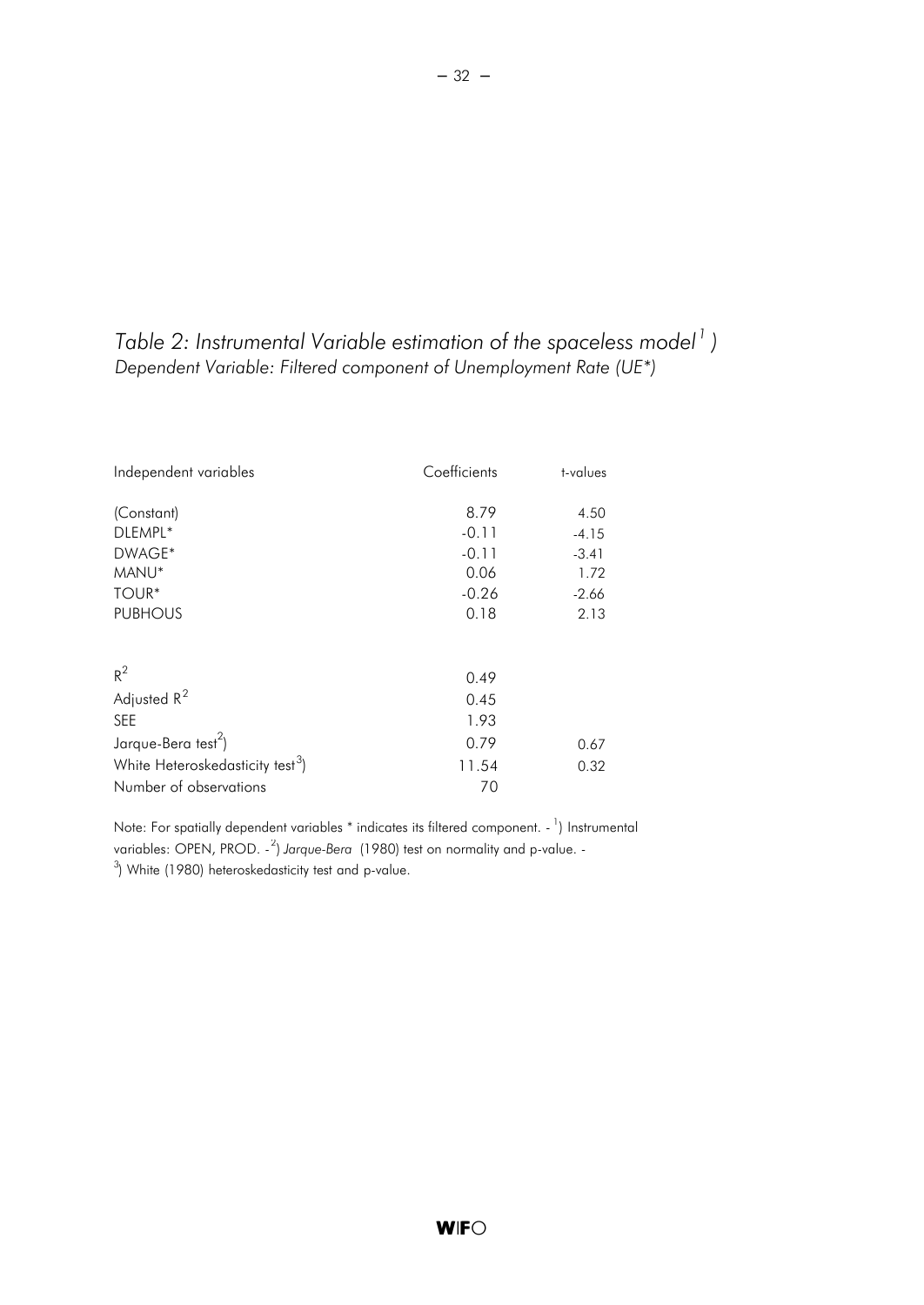*Table 2: Instrumental Variable estimation of the spaceless model[1])*
*Dependent Variable: Filtered component of Unemployment Rate (UE*)*

| Independent variables | Coefficients | t-values |
|---|---|---|
| (Constant) | 8.79 | 4.50 |
| DLEMPL* | -0.11 | -4.15 |
| DWAGE* | -0.11 | -3.41 |
| MANU* | 0.06 | 1.72 |
| TOUR* | -0.26 | -2.66 |
| PUBHOUS | 0.18 | 2.13 |
| | | |
| $R^2$ | 0.49 | |
| Adjusted $R^2$ | 0.45 | |
| SEE | 1.93 | |
| Jarque-Bera test[2]) | 0.79 | 0.67 |
| White Heteroskedasticity test[3]) | 11.54 | 0.32 |
| Number of observations | 70 | |

Note: For spatially dependent variables * indicates its filtered component. - [1]) Instrumental variables: OPEN, PROD. - [2]) *Jarque-Bera* (1980) test on normality and p-value. - [3]) White (1980) heteroskedasticity test and p-value.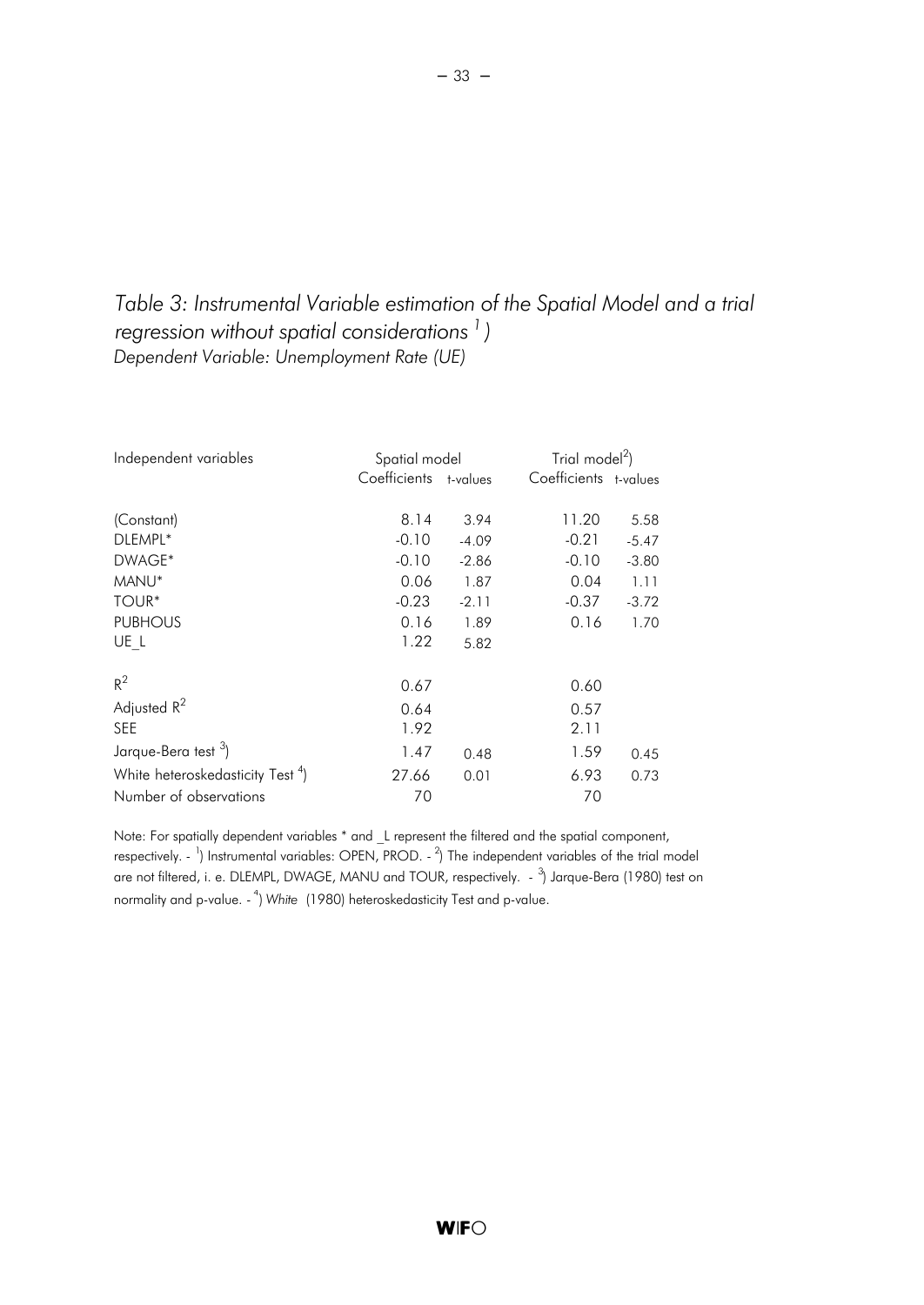*Table 3: Instrumental Variable estimation of the Spatial Model and a trial regression without spatial considerations [1])*
*Dependent Variable: Unemployment Rate (UE)*

| Independent variables | Spatial model | | Trial model[2]) | |
|---|---|---|---|---|
| | Coefficients | t-values | Coefficients | t-values |
| (Constant) | 8.14 | 3.94 | 11.20 | 5.58 |
| DLEMPL* | -0.10 | -4.09 | -0.21 | -5.47 |
| DWAGE* | -0.10 | -2.86 | -0.10 | -3.80 |
| MANU* | 0.06 | 1.87 | 0.04 | 1.11 |
| TOUR* | -0.23 | -2.11 | -0.37 | -3.72 |
| PUBHOUS | 0.16 | 1.89 | 0.16 | 1.70 |
| UE_L | 1.22 | 5.82 | | |
| $R^2$ | 0.67 | | 0.60 | |
| Adjusted $R^2$ | 0.64 | | 0.57 | |
| SEE | 1.92 | | 2.11 | |
| Jarque-Bera test [3]) | 1.47 | 0.48 | 1.59 | 0.45 |
| White heteroskedasticity Test [4]) | 27.66 | 0.01 | 6.93 | 0.73 |
| Number of observations | 70 | | 70 | |

Note: For spatially dependent variables * and _L represent the filtered and the spatial component, respectively. - [1]) Instrumental variables: OPEN, PROD. - [2]) The independent variables of the trial model are not filtered, i. e. DLEMPL, DWAGE, MANU and TOUR, respectively. - [3]) Jarque-Bera (1980) test on normality and p-value. - [4]) *White* (1980) heteroskedasticity Test and p-value.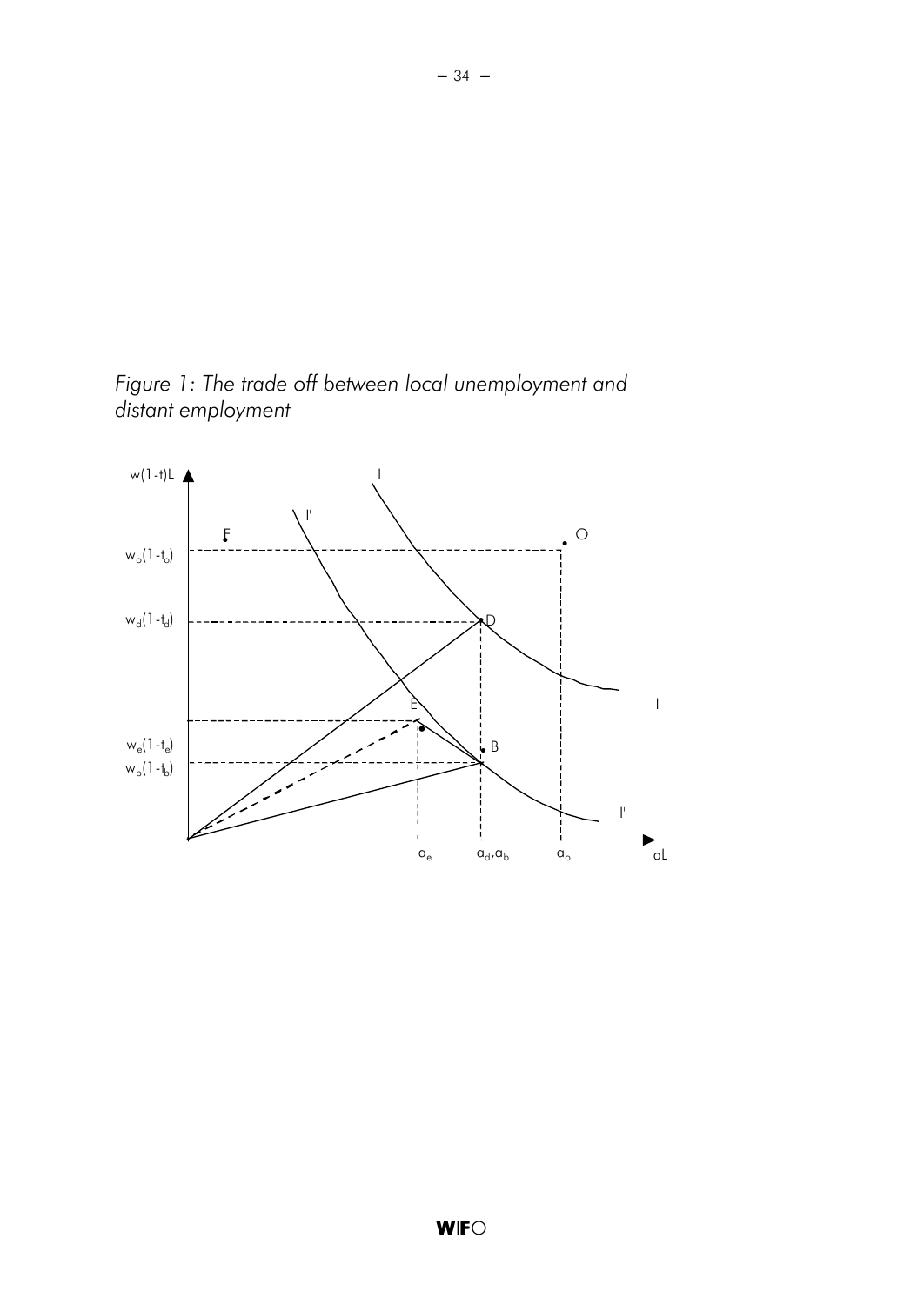*Figure 1: The trade off between local unemployment and distant employment*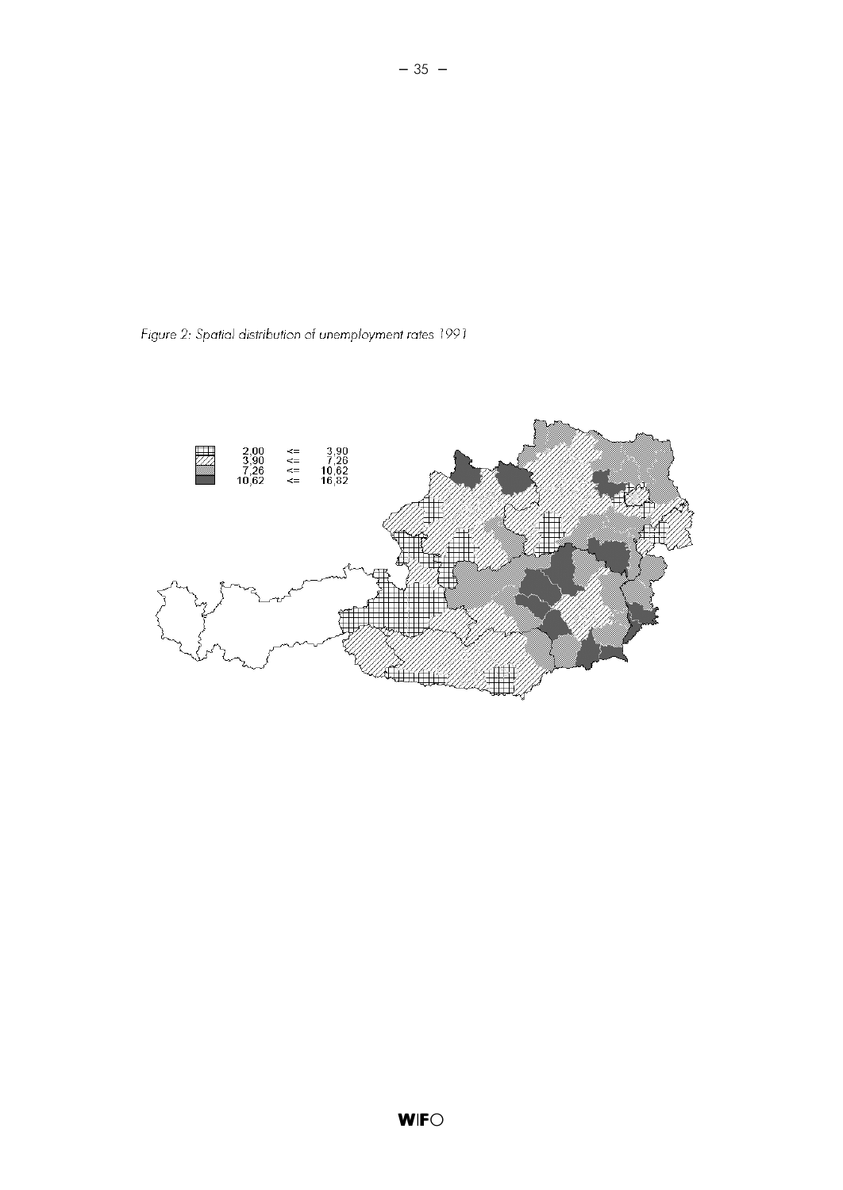*Figure 2: Spatial distribution of unemployment rates 1991*

| | | | |
|---|---|---|---|
| | 2,00 | <= | 3,90 |
| | 3,90 | <= | 7,26 |
| | 7,26 | <= | 10,62 |
| | 10,62 | <= | 16,82 |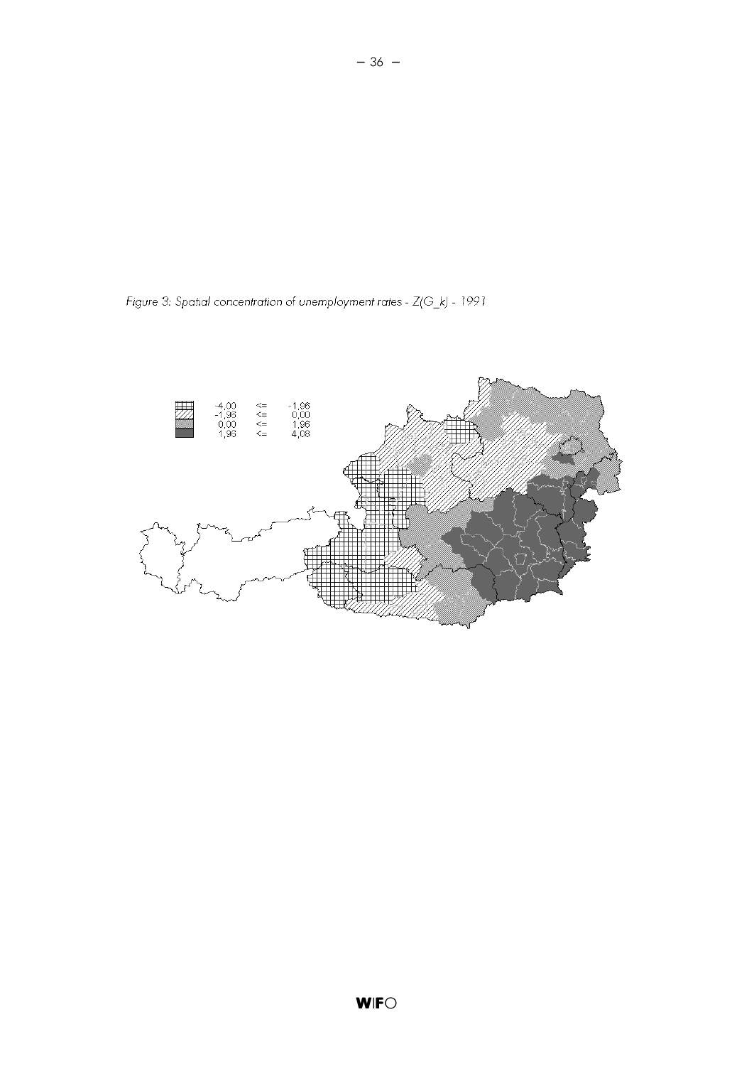*Figure 3: Spatial concentration of unemployment rates - Z(G_k) - 1991*

| Legend | | |
|---|---|---|
| -4,00 | <= | -1,96 |
| -1,96 | <= | 0,00 |
| 0,00 | <= | 1,96 |
| 1,96 | <= | 4,08 |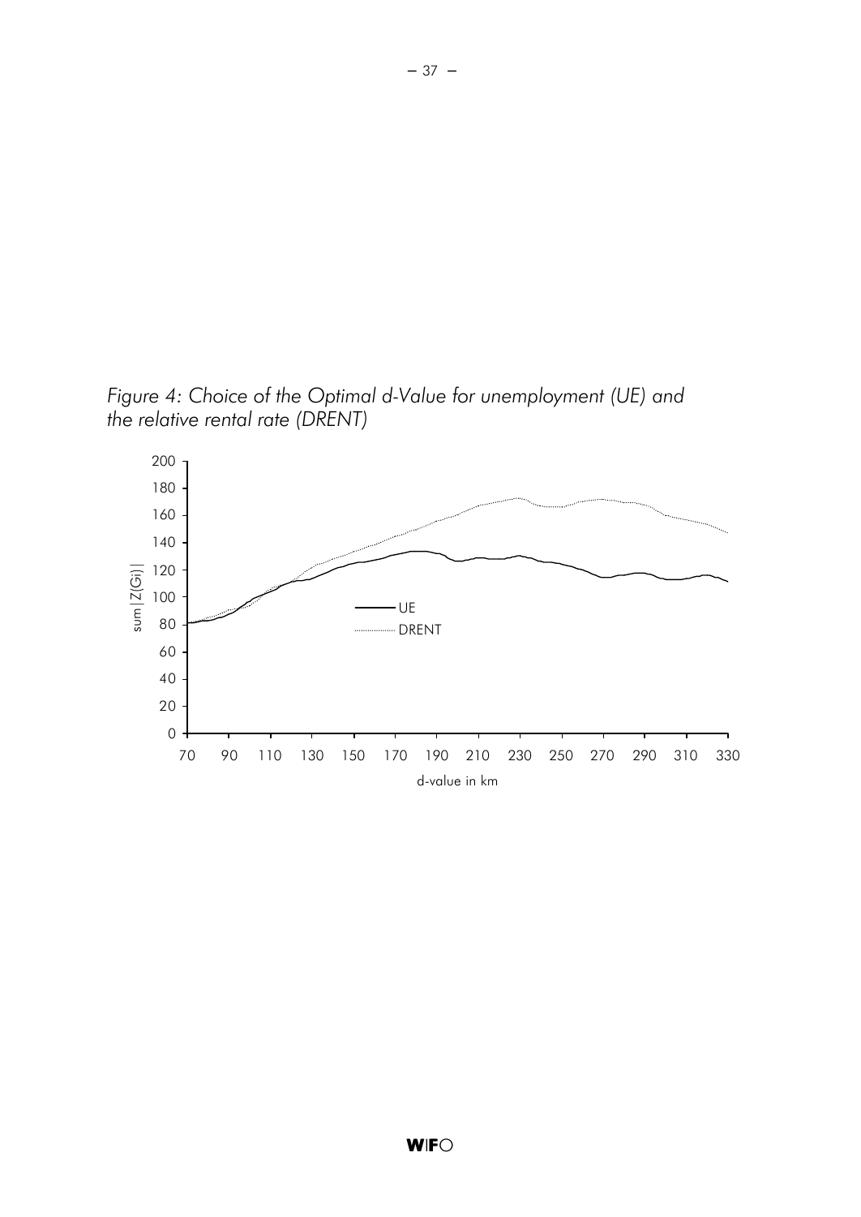*Figure 4: Choice of the Optimal d-Value for unemployment (UE) and the relative rental rate (DRENT)*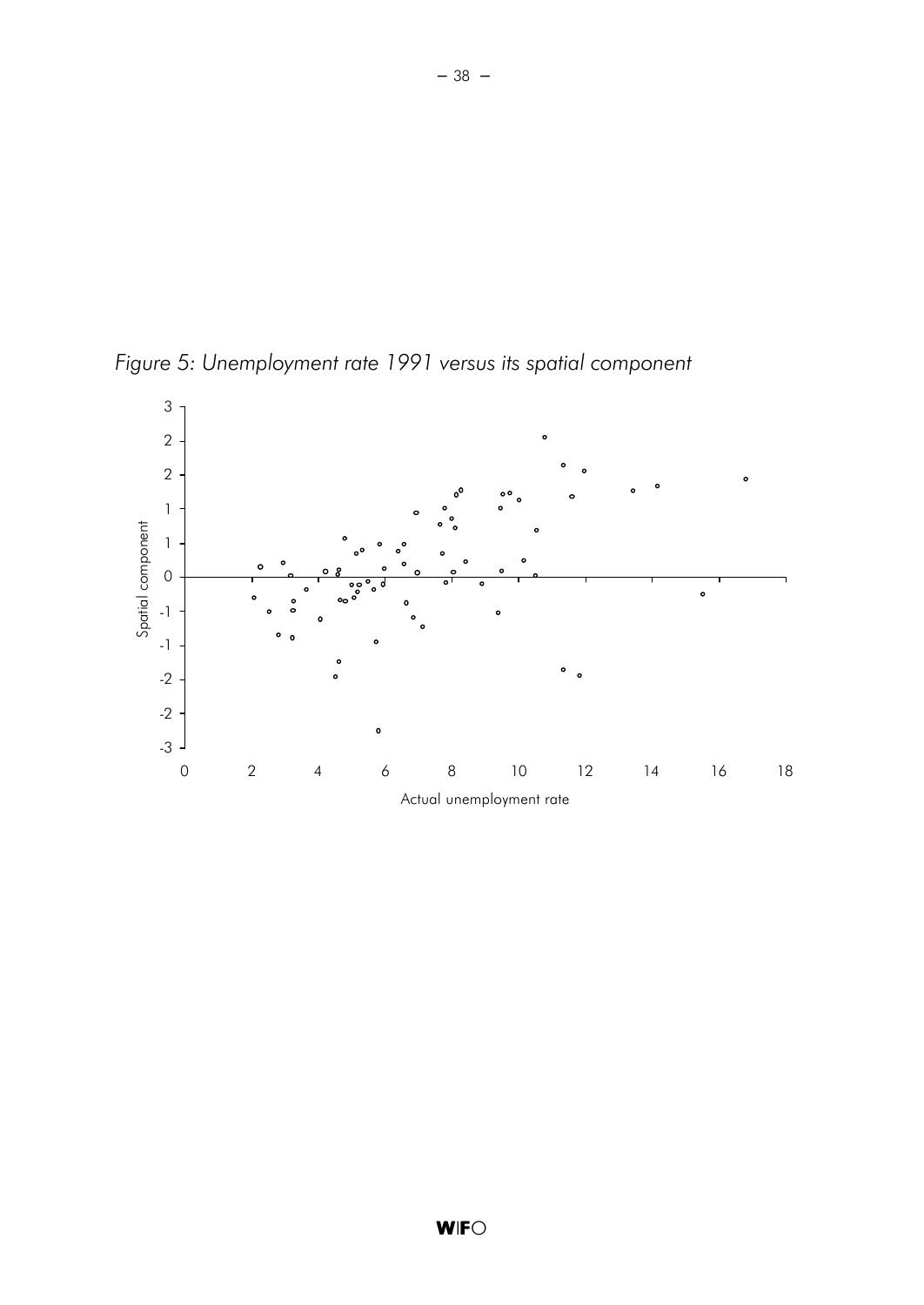*Figure 5: Unemployment rate 1991 versus its spatial component*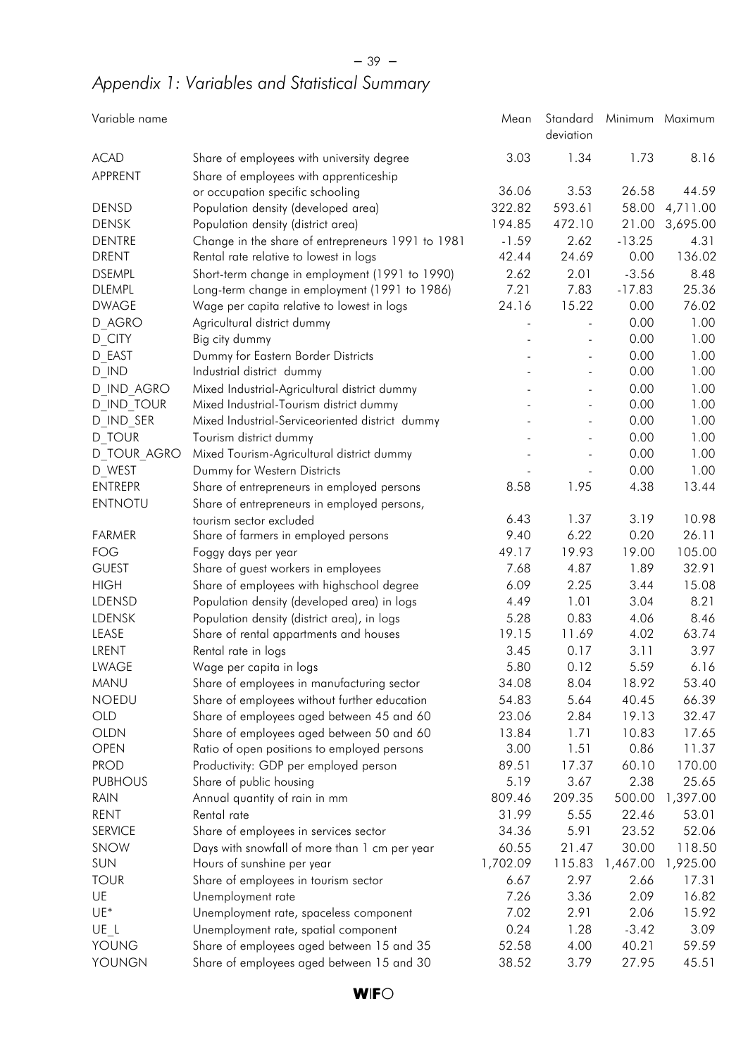## *Appendix 1: Variables and Statistical Summary*

| Variable name | | Mean | Standard deviation | Minimum | Maximum |
|---|---|---|---|---|---|
| ACAD | Share of employees with university degree | 3.03 | 1.34 | 1.73 | 8.16 |
| APPRENT | Share of employees with apprenticeship or occupation specific schooling | 36.06 | 3.53 | 26.58 | 44.59 |
| DENSD | Population density (developed area) | 322.82 | 593.61 | 58.00 | 4,711.00 |
| DENSK | Population density (district area) | 194.85 | 472.10 | 21.00 | 3,695.00 |
| DENTRE | Change in the share of entrepreneurs 1991 to 1981 | -1.59 | 2.62 | -13.25 | 4.31 |
| DRENT | Rental rate relative to lowest in logs | 42.44 | 24.69 | 0.00 | 136.02 |
| DSEMPL | Short-term change in employment (1991 to 1990) | 2.62 | 2.01 | -3.56 | 8.48 |
| DLEMPL | Long-term change in employment (1991 to 1986) | 7.21 | 7.83 | -17.83 | 25.36 |
| DWAGE | Wage per capita relative to lowest in logs | 24.16 | 15.22 | 0.00 | 76.02 |
| D_AGRO | Agricultural district dummy | - | - | 0.00 | 1.00 |
| D_CITY | Big city dummy | - | - | 0.00 | 1.00 |
| D_EAST | Dummy for Eastern Border Districts | - | - | 0.00 | 1.00 |
| D_IND | Industrial district dummy | - | - | 0.00 | 1.00 |
| D_IND_AGRO | Mixed Industrial-Agricultural district dummy | - | - | 0.00 | 1.00 |
| D_IND_TOUR | Mixed Industrial-Tourism district dummy | - | - | 0.00 | 1.00 |
| D_IND_SER | Mixed Industrial-Serviceoriented district dummy | - | - | 0.00 | 1.00 |
| D_TOUR | Tourism district dummy | - | - | 0.00 | 1.00 |
| D_TOUR_AGRO | Mixed Tourism-Agricultural district dummy | - | - | 0.00 | 1.00 |
| D_WEST | Dummy for Western Districts | - | - | 0.00 | 1.00 |
| ENTREPR | Share of entrepreneurs in employed persons | 8.58 | 1.95 | 4.38 | 13.44 |
| ENTNOTU | Share of entrepreneurs in employed persons, tourism sector excluded | 6.43 | 1.37 | 3.19 | 10.98 |
| FARMER | Share of farmers in employed persons | 9.40 | 6.22 | 0.20 | 26.11 |
| FOG | Foggy days per year | 49.17 | 19.93 | 19.00 | 105.00 |
| GUEST | Share of guest workers in employees | 7.68 | 4.87 | 1.89 | 32.91 |
| HIGH | Share of employees with highschool degree | 6.09 | 2.25 | 3.44 | 15.08 |
| LDENSD | Population density (developed area) in logs | 4.49 | 1.01 | 3.04 | 8.21 |
| LDENSK | Population density (district area), in logs | 5.28 | 0.83 | 4.06 | 8.46 |
| LEASE | Share of rental appartments and houses | 19.15 | 11.69 | 4.02 | 63.74 |
| LRENT | Rental rate in logs | 3.45 | 0.17 | 3.11 | 3.97 |
| LWAGE | Wage per capita in logs | 5.80 | 0.12 | 5.59 | 6.16 |
| MANU | Share of employees in manufacturing sector | 34.08 | 8.04 | 18.92 | 53.40 |
| NOEDU | Share of employees without further education | 54.83 | 5.64 | 40.45 | 66.39 |
| OLD | Share of employees aged between 45 and 60 | 23.06 | 2.84 | 19.13 | 32.47 |
| OLDN | Share of employees aged between 50 and 60 | 13.84 | 1.71 | 10.83 | 17.65 |
| OPEN | Ratio of open positions to employed persons | 3.00 | 1.51 | 0.86 | 11.37 |
| PROD | Productivity: GDP per employed person | 89.51 | 17.37 | 60.10 | 170.00 |
| PUBHOUS | Share of public housing | 5.19 | 3.67 | 2.38 | 25.65 |
| RAIN | Annual quantity of rain in mm | 809.46 | 209.35 | 500.00 | 1,397.00 |
| RENT | Rental rate | 31.99 | 5.55 | 22.46 | 53.01 |
| SERVICE | Share of employees in services sector | 34.36 | 5.91 | 23.52 | 52.06 |
| SNOW | Days with snowfall of more than 1 cm per year | 60.55 | 21.47 | 30.00 | 118.50 |
| SUN | Hours of sunshine per year | 1,702.09 | 115.83 | 1,467.00 | 1,925.00 |
| TOUR | Share of employees in tourism sector | 6.67 | 2.97 | 2.66 | 17.31 |
| UE | Unemployment rate | 7.26 | 3.36 | 2.09 | 16.82 |
| UE* | Unemployment rate, spaceless component | 7.02 | 2.91 | 2.06 | 15.92 |
| UE_L | Unemployment rate, spatial component | 0.24 | 1.28 | -3.42 | 3.09 |
| YOUNG | Share of employees aged between 15 and 35 | 52.58 | 4.00 | 40.21 | 59.59 |
| YOUNGN | Share of employees aged between 15 and 30 | 38.52 | 3.79 | 27.95 | 45.51 |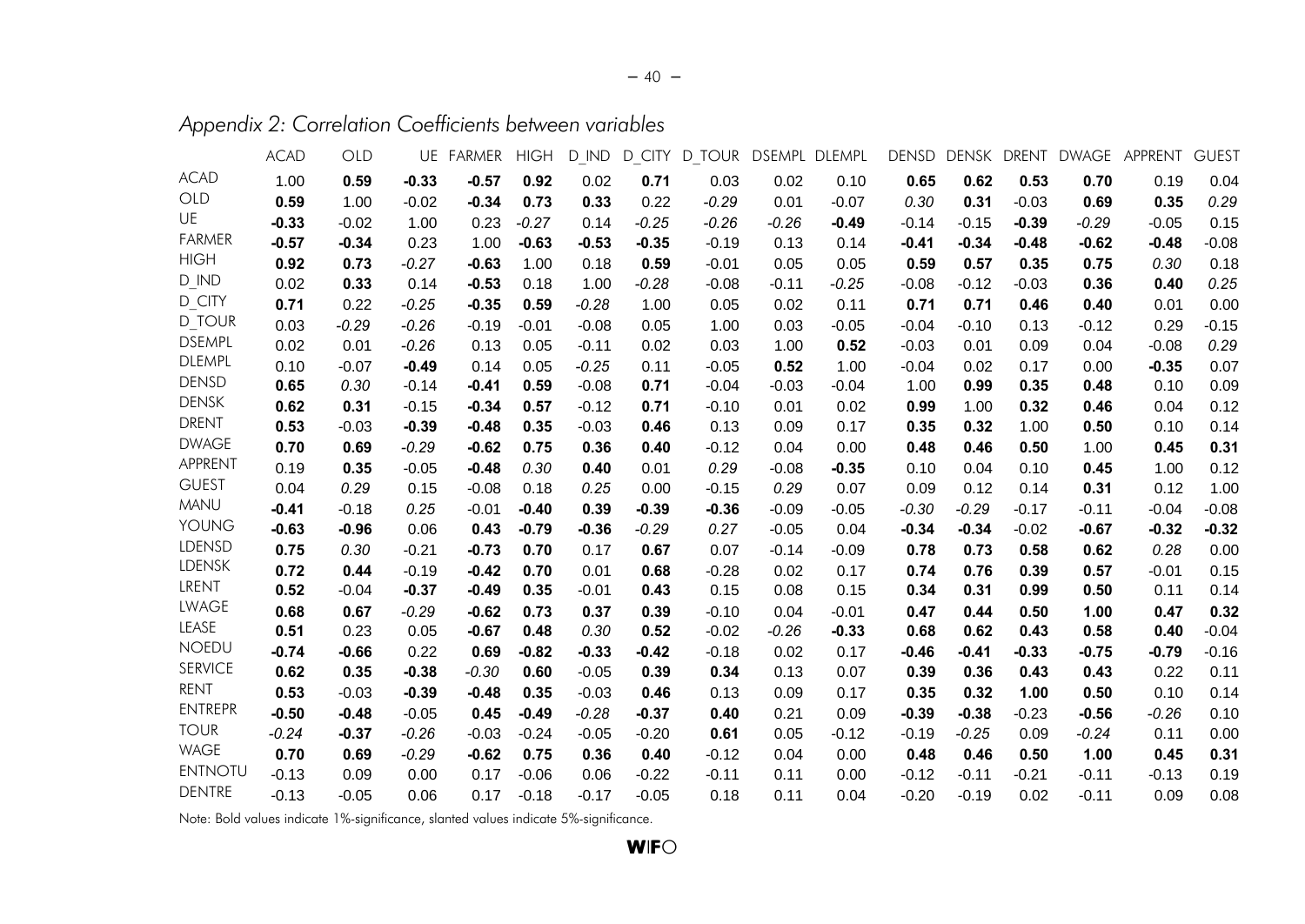*Appendix 2: Correlation Coefficients between variables*

| | ACAD | OLD | UE | FARMER | HIGH | D_IND | D_CITY | D_TOUR | DSEMPL | DLEMPL | DENSD | DENSK | DRENT | DWAGE | APPRENT | GUEST |
|---|---|---|---|---|---|---|---|---|---|---|---|---|---|---|---|---|
| ACAD | 1.00 | **0.59** | **-0.33** | **-0.57** | **0.92** | 0.02 | **0.71** | 0.03 | 0.02 | 0.10 | **0.65** | **0.62** | **0.53** | **0.70** | 0.19 | 0.04 |
| OLD | **0.59** | 1.00 | -0.02 | **-0.34** | **0.73** | **0.33** | 0.22 | *-0.29* | 0.01 | -0.07 | *0.30* | **0.31** | -0.03 | **0.69** | **0.35** | *0.29* |
| UE | **-0.33** | -0.02 | 1.00 | 0.23 | *-0.27* | 0.14 | *-0.25* | *-0.26* | *-0.26* | **-0.49** | -0.14 | -0.15 | **-0.39** | *-0.29* | -0.05 | 0.15 |
| FARMER | **-0.57** | **-0.34** | 0.23 | 1.00 | **-0.63** | **-0.53** | **-0.35** | -0.19 | 0.13 | 0.14 | **-0.41** | **-0.34** | **-0.48** | **-0.62** | **-0.48** | -0.08 |
| HIGH | **0.92** | **0.73** | *-0.27* | **-0.63** | 1.00 | 0.18 | **0.59** | -0.01 | 0.05 | 0.05 | **0.59** | **0.57** | **0.35** | **0.75** | *0.30* | 0.18 |
| D_IND | 0.02 | **0.33** | 0.14 | **-0.53** | 0.18 | 1.00 | *-0.28* | -0.08 | -0.11 | *-0.25* | -0.08 | -0.12 | -0.03 | **0.36** | **0.40** | *0.25* |
| D_CITY | **0.71** | 0.22 | *-0.25* | **-0.35** | **0.59** | *-0.28* | 1.00 | 0.05 | 0.02 | 0.11 | **0.71** | **0.71** | **0.46** | **0.40** | 0.01 | 0.00 |
| D_TOUR | 0.03 | *-0.29* | *-0.26* | -0.19 | -0.01 | -0.08 | 0.05 | 1.00 | 0.03 | -0.05 | -0.04 | -0.10 | 0.13 | -0.12 | 0.29 | -0.15 |
| DSEMPL | 0.02 | 0.01 | *-0.26* | 0.13 | 0.05 | -0.11 | 0.02 | 0.03 | 1.00 | **0.52** | -0.03 | 0.01 | 0.09 | 0.04 | -0.08 | *0.29* |
| DLEMPL | 0.10 | -0.07 | **-0.49** | 0.14 | 0.05 | *-0.25* | 0.11 | -0.05 | **0.52** | 1.00 | -0.04 | 0.02 | 0.17 | 0.00 | **-0.35** | 0.07 |
| DENSD | **0.65** | *0.30* | -0.14 | **-0.41** | **0.59** | -0.08 | **0.71** | -0.04 | -0.03 | -0.04 | 1.00 | **0.99** | **0.35** | **0.48** | 0.10 | 0.09 |
| DENSK | **0.62** | **0.31** | -0.15 | **-0.34** | **0.57** | -0.12 | **0.71** | -0.10 | 0.01 | 0.02 | **0.99** | 1.00 | **0.32** | **0.46** | 0.04 | 0.12 |
| DRENT | **0.53** | -0.03 | **-0.39** | **-0.48** | **0.35** | -0.03 | **0.46** | 0.13 | 0.09 | 0.17 | **0.35** | **0.32** | 1.00 | **0.50** | 0.10 | 0.14 |
| DWAGE | **0.70** | **0.69** | *-0.29* | **-0.62** | **0.75** | **0.36** | **0.40** | -0.12 | 0.04 | 0.00 | **0.48** | **0.46** | **0.50** | 1.00 | **0.45** | **0.31** |
| APPRENT | 0.19 | **0.35** | -0.05 | **-0.48** | *0.30* | **0.40** | 0.01 | *0.29* | -0.08 | **-0.35** | 0.10 | 0.04 | 0.10 | **0.45** | 1.00 | 0.12 |
| GUEST | 0.04 | *0.29* | 0.15 | -0.08 | 0.18 | *0.25* | 0.00 | -0.15 | *0.29* | 0.07 | 0.09 | 0.12 | 0.14 | **0.31** | 0.12 | 1.00 |
| MANU | **-0.41** | -0.18 | *0.25* | -0.01 | **-0.40** | **0.39** | **-0.39** | **-0.36** | -0.09 | -0.05 | *-0.30* | *-0.29* | -0.17 | -0.11 | -0.04 | -0.08 |
| YOUNG | **-0.63** | **-0.96** | 0.06 | **0.43** | **-0.79** | **-0.36** | *-0.29* | *0.27* | -0.05 | 0.04 | **-0.34** | **-0.34** | -0.02 | **-0.67** | **-0.32** | **-0.32** |
| LDENSD | **0.75** | *0.30* | -0.21 | **-0.73** | **0.70** | 0.17 | **0.67** | 0.07 | -0.14 | -0.09 | **0.78** | **0.73** | **0.58** | **0.62** | *0.28* | 0.00 |
| LDENSK | **0.72** | **0.44** | -0.19 | **-0.42** | **0.70** | 0.01 | **0.68** | -0.28 | 0.02 | 0.17 | **0.74** | **0.76** | **0.39** | **0.57** | -0.01 | 0.15 |
| LRENT | **0.52** | -0.04 | **-0.37** | **-0.49** | **0.35** | -0.01 | **0.43** | 0.15 | 0.08 | 0.15 | **0.34** | **0.31** | **0.99** | **0.50** | 0.11 | 0.14 |
| LWAGE | **0.68** | **0.67** | *-0.29* | **-0.62** | **0.73** | **0.37** | **0.39** | -0.10 | 0.04 | -0.01 | **0.47** | **0.44** | **0.50** | **1.00** | **0.47** | **0.32** |
| LEASE | **0.51** | 0.23 | 0.05 | **-0.67** | **0.48** | *0.30* | **0.52** | -0.02 | *-0.26* | **-0.33** | **0.68** | **0.62** | **0.43** | **0.58** | **0.40** | -0.04 |
| NOEDU | **-0.74** | **-0.66** | 0.22 | **0.69** | **-0.82** | **-0.33** | **-0.42** | -0.18 | 0.02 | 0.17 | **-0.46** | **-0.41** | **-0.33** | **-0.75** | **-0.79** | -0.16 |
| SERVICE | **0.62** | **0.35** | **-0.38** | *-0.30* | **0.60** | -0.05 | **0.39** | **0.34** | 0.13 | 0.07 | **0.39** | **0.36** | **0.43** | **0.43** | 0.22 | 0.11 |
| RENT | **0.53** | -0.03 | **-0.39** | **-0.48** | **0.35** | -0.03 | **0.46** | 0.13 | 0.09 | 0.17 | **0.35** | **0.32** | **1.00** | **0.50** | 0.10 | 0.14 |
| ENTREPR | **-0.50** | **-0.48** | -0.05 | **0.45** | **-0.49** | *-0.28* | **-0.37** | **0.40** | 0.21 | 0.09 | **-0.39** | **-0.38** | -0.23 | **-0.56** | *-0.26* | 0.10 |
| TOUR | *-0.24* | **-0.37** | *-0.26* | -0.03 | -0.24 | -0.05 | -0.20 | **0.61** | 0.05 | -0.12 | -0.19 | *-0.25* | 0.09 | *-0.24* | 0.11 | 0.00 |
| WAGE | **0.70** | **0.69** | *-0.29* | **-0.62** | **0.75** | **0.36** | **0.40** | -0.12 | 0.04 | 0.00 | **0.48** | **0.46** | **0.50** | **1.00** | **0.45** | **0.31** |
| ENTNOTU | -0.13 | 0.09 | 0.00 | 0.17 | -0.06 | 0.06 | -0.22 | -0.11 | 0.11 | 0.00 | -0.12 | -0.11 | -0.21 | -0.11 | -0.13 | 0.19 |
| DENTRE | -0.13 | -0.05 | 0.06 | 0.17 | -0.18 | -0.17 | -0.05 | 0.18 | 0.11 | 0.04 | -0.20 | -0.19 | 0.02 | -0.11 | 0.09 | 0.08 |

Note: Bold values indicate 1%-significance, slanted values indicate 5%-significance.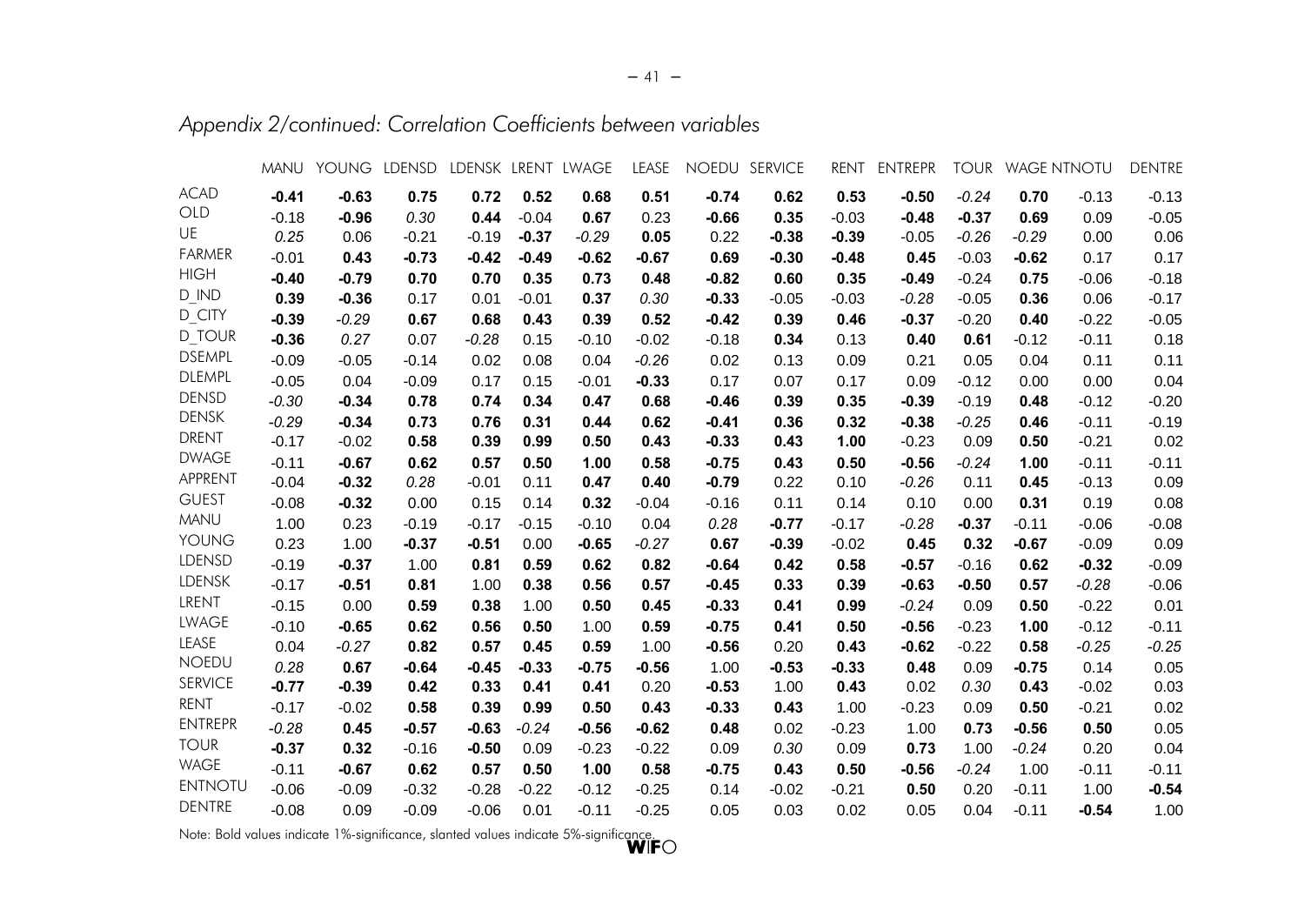## *Appendix 2/continued: Correlation Coefficients between variables*

| | MANU | YOUNG | LDENSD | LDENSK | LRENT | LWAGE | LEASE | NOEDU | SERVICE | RENT | ENTREPR | TOUR | WAGE | NTNOTU | DENTRE |
|---|---|---|---|---|---|---|---|---|---|---|---|---|---|---|---|
| ACAD | **-0.41** | **-0.63** | **0.75** | **0.72** | **0.52** | **0.68** | **0.51** | **-0.74** | **0.62** | **0.53** | **-0.50** | *-0.24* | **0.70** | -0.13 | -0.13 |
| OLD | -0.18 | **-0.96** | *0.30* | **0.44** | -0.04 | **0.67** | 0.23 | **-0.66** | **0.35** | -0.03 | **-0.48** | **-0.37** | **0.69** | 0.09 | -0.05 |
| UE | *0.25* | 0.06 | -0.21 | -0.19 | **-0.37** | *-0.29* | **0.05** | 0.22 | **-0.38** | **-0.39** | -0.05 | *-0.26* | *-0.29* | 0.00 | 0.06 |
| FARMER | -0.01 | **0.43** | **-0.73** | **-0.42** | **-0.49** | **-0.62** | **-0.67** | **0.69** | **-0.30** | **-0.48** | **0.45** | -0.03 | **-0.62** | 0.17 | 0.17 |
| HIGH | **-0.40** | **-0.79** | **0.70** | **0.70** | **0.35** | **0.73** | **0.48** | **-0.82** | **0.60** | **0.35** | **-0.49** | -0.24 | **0.75** | -0.06 | -0.18 |
| D_IND | **0.39** | **-0.36** | 0.17 | 0.01 | -0.01 | **0.37** | *0.30* | **-0.33** | -0.05 | -0.03 | *-0.28* | -0.05 | **0.36** | 0.06 | -0.17 |
| D_CITY | **-0.39** | *-0.29* | **0.67** | **0.68** | **0.43** | **0.39** | **0.52** | **-0.42** | **0.39** | **0.46** | **-0.37** | -0.20 | **0.40** | -0.22 | -0.05 |
| D_TOUR | **-0.36** | *0.27* | 0.07 | *-0.28* | 0.15 | -0.10 | -0.02 | -0.18 | **0.34** | 0.13 | **0.40** | **0.61** | -0.12 | -0.11 | 0.18 |
| DSEMPL | -0.09 | -0.05 | -0.14 | 0.02 | 0.08 | 0.04 | *-0.26* | 0.02 | 0.13 | 0.09 | 0.21 | 0.05 | 0.04 | 0.11 | 0.11 |
| DLEMPL | -0.05 | 0.04 | -0.09 | 0.17 | 0.15 | -0.01 | **-0.33** | 0.17 | 0.07 | 0.17 | 0.09 | -0.12 | 0.00 | 0.00 | 0.04 |
| DENSD | *-0.30* | **-0.34** | **0.78** | **0.74** | **0.34** | **0.47** | **0.68** | **-0.46** | **0.39** | **0.35** | **-0.39** | -0.19 | **0.48** | -0.12 | -0.20 |
| DENSK | *-0.29* | **-0.34** | **0.73** | **0.76** | **0.31** | **0.44** | **0.62** | **-0.41** | **0.36** | **0.32** | **-0.38** | *-0.25* | **0.46** | -0.11 | -0.19 |
| DRENT | -0.17 | -0.02 | **0.58** | **0.39** | **0.99** | **0.50** | **0.43** | **-0.33** | **0.43** | **1.00** | -0.23 | 0.09 | **0.50** | -0.21 | 0.02 |
| DWAGE | -0.11 | **-0.67** | **0.62** | **0.57** | **0.50** | **1.00** | **0.58** | **-0.75** | **0.43** | **0.50** | **-0.56** | *-0.24* | **1.00** | -0.11 | -0.11 |
| APPRENT | -0.04 | **-0.32** | *0.28* | -0.01 | 0.11 | **0.47** | **0.40** | **-0.79** | 0.22 | 0.10 | *-0.26* | 0.11 | **0.45** | -0.13 | 0.09 |
| GUEST | -0.08 | **-0.32** | 0.00 | 0.15 | 0.14 | **0.32** | -0.04 | -0.16 | 0.11 | 0.14 | 0.10 | 0.00 | **0.31** | 0.19 | 0.08 |
| MANU | 1.00 | 0.23 | -0.19 | -0.17 | -0.15 | -0.10 | 0.04 | *0.28* | **-0.77** | -0.17 | *-0.28* | **-0.37** | -0.11 | -0.06 | -0.08 |
| YOUNG | 0.23 | 1.00 | **-0.37** | **-0.51** | 0.00 | **-0.65** | *-0.27* | **0.67** | **-0.39** | -0.02 | **0.45** | **0.32** | **-0.67** | -0.09 | 0.09 |
| LDENSD | -0.19 | **-0.37** | 1.00 | **0.81** | **0.59** | **0.62** | **0.82** | **-0.64** | **0.42** | **0.58** | **-0.57** | -0.16 | **0.62** | **-0.32** | -0.09 |
| LDENSK | -0.17 | **-0.51** | **0.81** | 1.00 | **0.38** | **0.56** | **0.57** | **-0.45** | **0.33** | **0.39** | **-0.63** | **-0.50** | **0.57** | *-0.28* | -0.06 |
| LRENT | -0.15 | 0.00 | **0.59** | **0.38** | 1.00 | **0.50** | **0.45** | **-0.33** | **0.41** | **0.99** | *-0.24* | 0.09 | **0.50** | -0.22 | 0.01 |
| LWAGE | -0.10 | **-0.65** | **0.62** | **0.56** | **0.50** | 1.00 | **0.59** | **-0.75** | **0.41** | **0.50** | **-0.56** | -0.23 | **1.00** | -0.12 | -0.11 |
| LEASE | 0.04 | *-0.27* | **0.82** | **0.57** | **0.45** | **0.59** | 1.00 | **-0.56** | 0.20 | **0.43** | **-0.62** | -0.22 | **0.58** | *-0.25* | *-0.25* |
| NOEDU | *0.28* | **0.67** | **-0.64** | **-0.45** | **-0.33** | **-0.75** | **-0.56** | 1.00 | **-0.53** | **-0.33** | **0.48** | 0.09 | **-0.75** | 0.14 | 0.05 |
| SERVICE | **-0.77** | **-0.39** | **0.42** | **0.33** | **0.41** | **0.41** | 0.20 | **-0.53** | 1.00 | **0.43** | 0.02 | *0.30* | **0.43** | -0.02 | 0.03 |
| RENT | -0.17 | -0.02 | **0.58** | **0.39** | **0.99** | **0.50** | **0.43** | **-0.33** | **0.43** | 1.00 | -0.23 | 0.09 | **0.50** | -0.21 | 0.02 |
| ENTREPR | *-0.28* | **0.45** | **-0.57** | **-0.63** | *-0.24* | **-0.56** | **-0.62** | **0.48** | 0.02 | -0.23 | 1.00 | **0.73** | **-0.56** | **0.50** | 0.05 |
| TOUR | **-0.37** | **0.32** | -0.16 | **-0.50** | 0.09 | -0.23 | -0.22 | 0.09 | *0.30* | 0.09 | **0.73** | 1.00 | *-0.24* | 0.20 | 0.04 |
| WAGE | -0.11 | **-0.67** | **0.62** | **0.57** | **0.50** | **1.00** | **0.58** | **-0.75** | **0.43** | **0.50** | **-0.56** | *-0.24* | 1.00 | -0.11 | -0.11 |
| ENTNOTU | -0.06 | -0.09 | -0.32 | -0.28 | -0.22 | -0.12 | -0.25 | 0.14 | -0.02 | -0.21 | **0.50** | 0.20 | -0.11 | 1.00 | **-0.54** |
| DENTRE | -0.08 | 0.09 | -0.09 | -0.06 | 0.01 | -0.11 | -0.25 | 0.05 | 0.03 | 0.02 | 0.05 | 0.04 | -0.11 | **-0.54** | 1.00 |

Note: Bold values indicate 1%-significance, slanted values indicate 5%-significance.